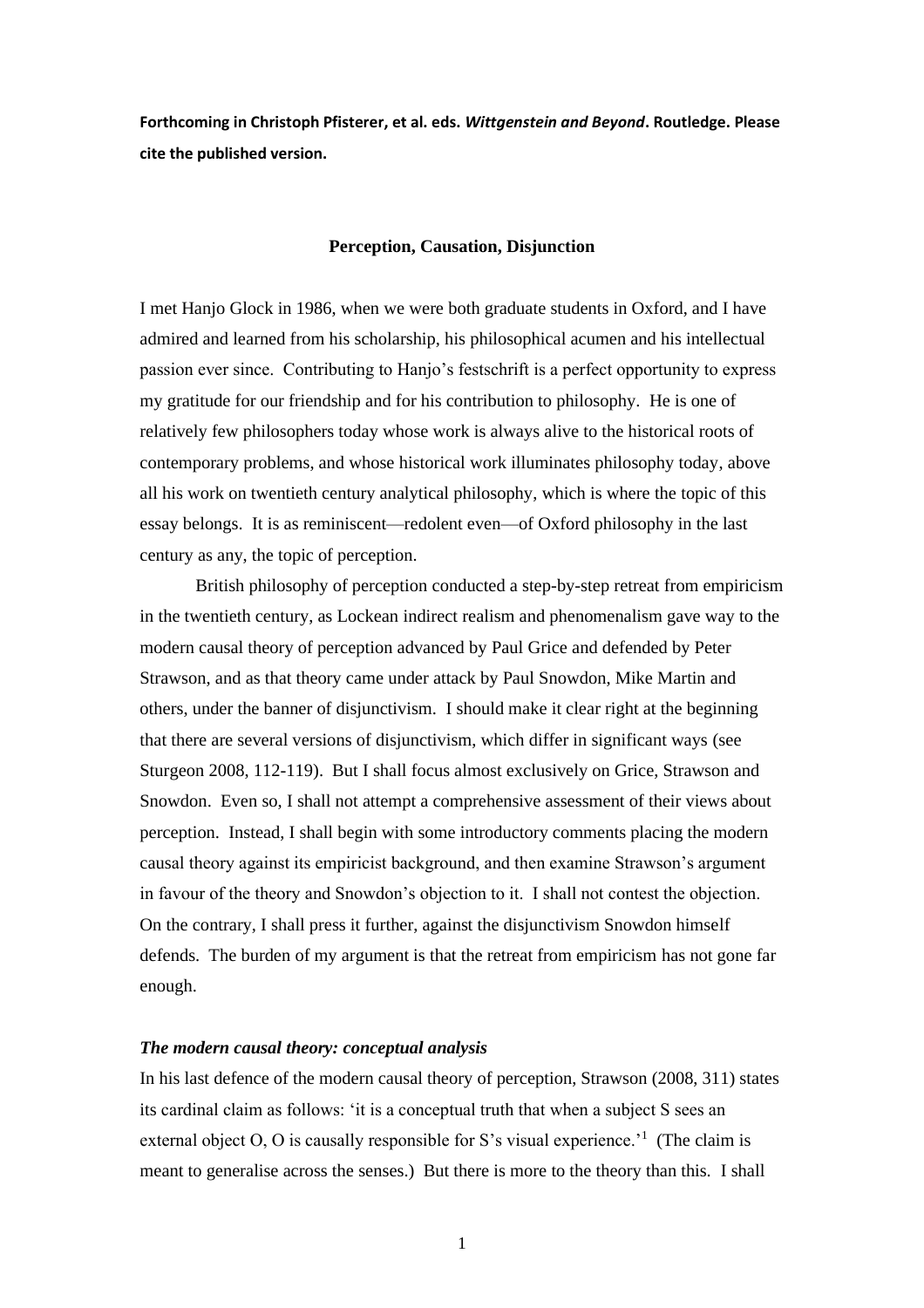**Forthcoming in Christoph Pfisterer, et al. eds. *Wittgenstein and Beyond*. Routledge. Please cite the published version.**

## Perception, Causation, Disjunction

I met Hanjo Glock in 1986, when we were both graduate students in Oxford, and I have admired and learned from his scholarship, his philosophical acumen and his intellectual passion ever since. Contributing to Hanjo's festschrift is a perfect opportunity to express my gratitude for our friendship and for his contribution to philosophy. He is one of relatively few philosophers today whose work is always alive to the historical roots of contemporary problems, and whose historical work illuminates philosophy today, above all his work on twentieth century analytical philosophy, which is where the topic of this essay belongs. It is as reminiscent—redolent even—of Oxford philosophy in the last century as any, the topic of perception.

British philosophy of perception conducted a step-by-step retreat from empiricism in the twentieth century, as Lockean indirect realism and phenomenalism gave way to the modern causal theory of perception advanced by Paul Grice and defended by Peter Strawson, and as that theory came under attack by Paul Snowdon, Mike Martin and others, under the banner of disjunctivism. I should make it clear right at the beginning that there are several versions of disjunctivism, which differ in significant ways (see Sturgeon 2008, 112-119). But I shall focus almost exclusively on Grice, Strawson and Snowdon. Even so, I shall not attempt a comprehensive assessment of their views about perception. Instead, I shall begin with some introductory comments placing the modern causal theory against its empiricist background, and then examine Strawson's argument in favour of the theory and Snowdon's objection to it. I shall not contest the objection. On the contrary, I shall press it further, against the disjunctivism Snowdon himself defends. The burden of my argument is that the retreat from empiricism has not gone far enough.

### *The modern causal theory: conceptual analysis*

In his last defence of the modern causal theory of perception, Strawson (2008, 311) states its cardinal claim as follows: 'it is a conceptual truth that when a subject S sees an external object O, O is causally responsible for S's visual experience.'[1] (The claim is meant to generalise across the senses.) But there is more to the theory than this. I shall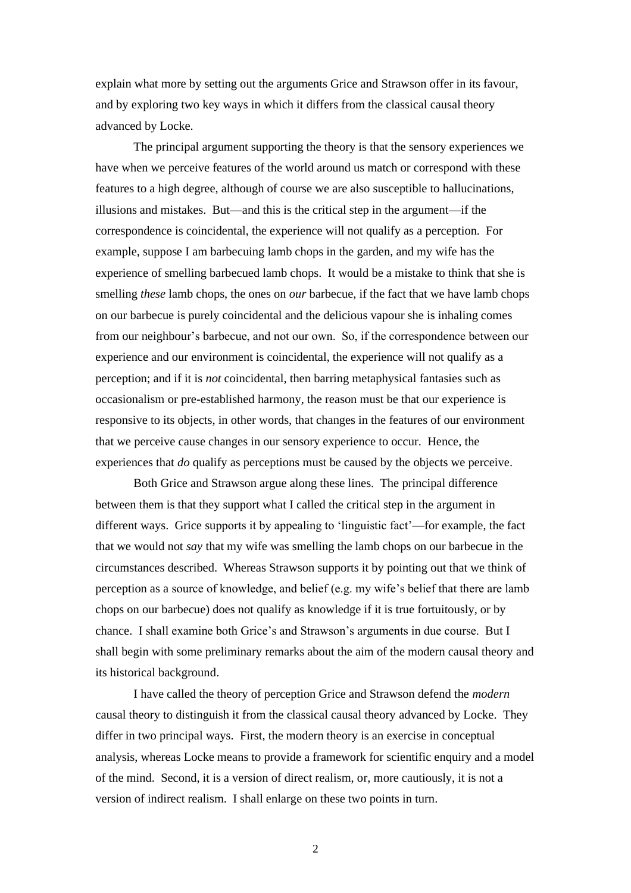explain what more by setting out the arguments Grice and Strawson offer in its favour, and by exploring two key ways in which it differs from the classical causal theory advanced by Locke.

The principal argument supporting the theory is that the sensory experiences we have when we perceive features of the world around us match or correspond with these features to a high degree, although of course we are also susceptible to hallucinations, illusions and mistakes. But—and this is the critical step in the argument—if the correspondence is coincidental, the experience will not qualify as a perception. For example, suppose I am barbecuing lamb chops in the garden, and my wife has the experience of smelling barbecued lamb chops. It would be a mistake to think that she is smelling *these* lamb chops, the ones on *our* barbecue, if the fact that we have lamb chops on our barbecue is purely coincidental and the delicious vapour she is inhaling comes from our neighbour's barbecue, and not our own. So, if the correspondence between our experience and our environment is coincidental, the experience will not qualify as a perception; and if it is *not* coincidental, then barring metaphysical fantasies such as occasionalism or pre-established harmony, the reason must be that our experience is responsive to its objects, in other words, that changes in the features of our environment that we perceive cause changes in our sensory experience to occur. Hence, the experiences that *do* qualify as perceptions must be caused by the objects we perceive.

Both Grice and Strawson argue along these lines. The principal difference between them is that they support what I called the critical step in the argument in different ways. Grice supports it by appealing to 'linguistic fact'—for example, the fact that we would not *say* that my wife was smelling the lamb chops on our barbecue in the circumstances described. Whereas Strawson supports it by pointing out that we think of perception as a source of knowledge, and belief (e.g. my wife's belief that there are lamb chops on our barbecue) does not qualify as knowledge if it is true fortuitously, or by chance. I shall examine both Grice's and Strawson's arguments in due course. But I shall begin with some preliminary remarks about the aim of the modern causal theory and its historical background.

I have called the theory of perception Grice and Strawson defend the *modern* causal theory to distinguish it from the classical causal theory advanced by Locke. They differ in two principal ways. First, the modern theory is an exercise in conceptual analysis, whereas Locke means to provide a framework for scientific enquiry and a model of the mind. Second, it is a version of direct realism, or, more cautiously, it is not a version of indirect realism. I shall enlarge on these two points in turn.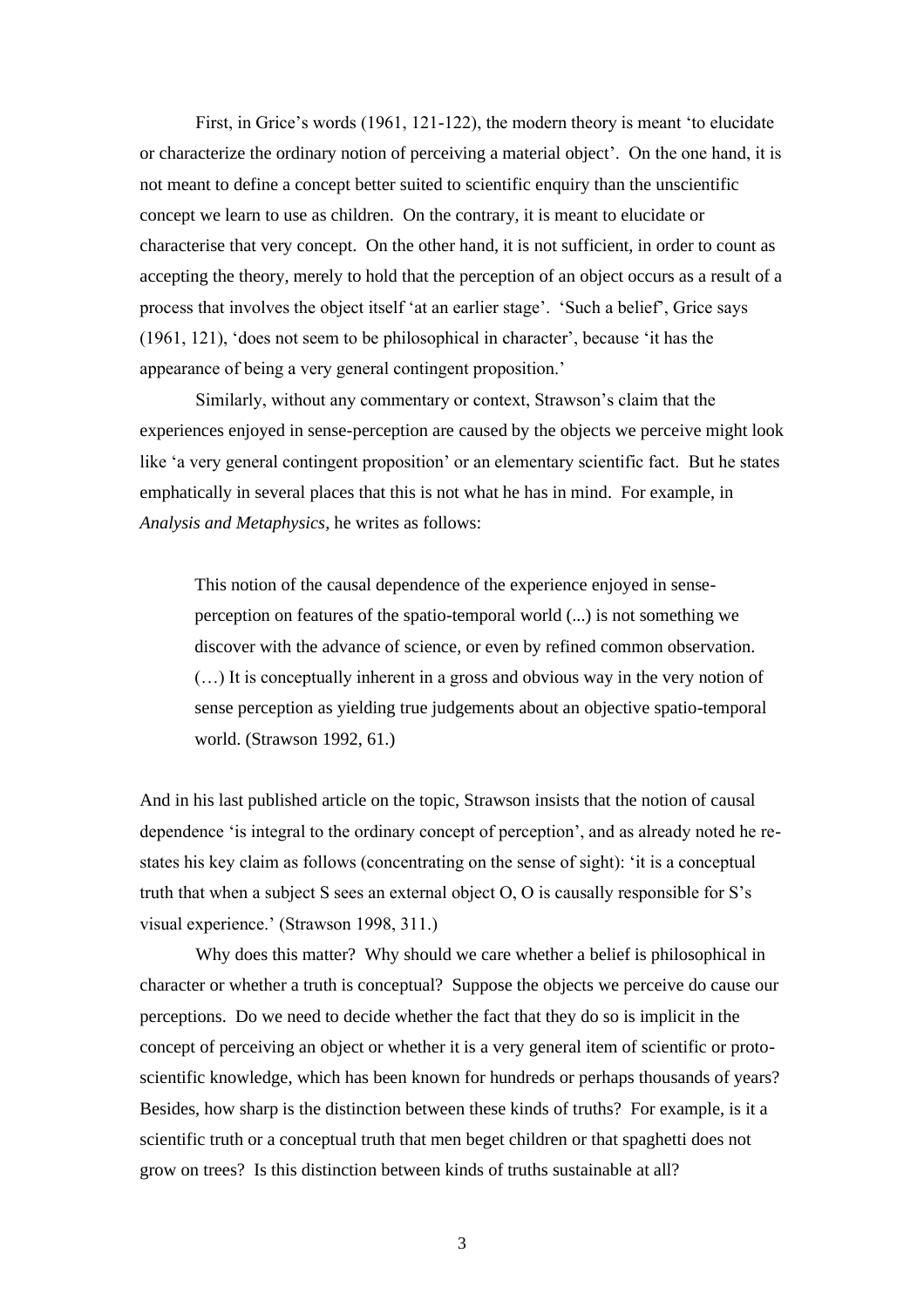First, in Grice's words (1961, 121-122), the modern theory is meant 'to elucidate or characterize the ordinary notion of perceiving a material object'. On the one hand, it is not meant to define a concept better suited to scientific enquiry than the unscientific concept we learn to use as children. On the contrary, it is meant to elucidate or characterise that very concept. On the other hand, it is not sufficient, in order to count as accepting the theory, merely to hold that the perception of an object occurs as a result of a process that involves the object itself 'at an earlier stage'. 'Such a belief', Grice says (1961, 121), 'does not seem to be philosophical in character', because 'it has the appearance of being a very general contingent proposition.'

Similarly, without any commentary or context, Strawson's claim that the experiences enjoyed in sense-perception are caused by the objects we perceive might look like 'a very general contingent proposition' or an elementary scientific fact. But he states emphatically in several places that this is not what he has in mind. For example, in *Analysis and Metaphysics*, he writes as follows:

> This notion of the causal dependence of the experience enjoyed in sense-perception on features of the spatio-temporal world (...) is not something we discover with the advance of science, or even by refined common observation. (…) It is conceptually inherent in a gross and obvious way in the very notion of sense perception as yielding true judgements about an objective spatio-temporal world. (Strawson 1992, 61.)

And in his last published article on the topic, Strawson insists that the notion of causal dependence 'is integral to the ordinary concept of perception', and as already noted he re-states his key claim as follows (concentrating on the sense of sight): 'it is a conceptual truth that when a subject S sees an external object O, O is causally responsible for S's visual experience.' (Strawson 1998, 311.)

Why does this matter? Why should we care whether a belief is philosophical in character or whether a truth is conceptual? Suppose the objects we perceive do cause our perceptions. Do we need to decide whether the fact that they do so is implicit in the concept of perceiving an object or whether it is a very general item of scientific or proto-scientific knowledge, which has been known for hundreds or perhaps thousands of years? Besides, how sharp is the distinction between these kinds of truths? For example, is it a scientific truth or a conceptual truth that men beget children or that spaghetti does not grow on trees? Is this distinction between kinds of truths sustainable at all?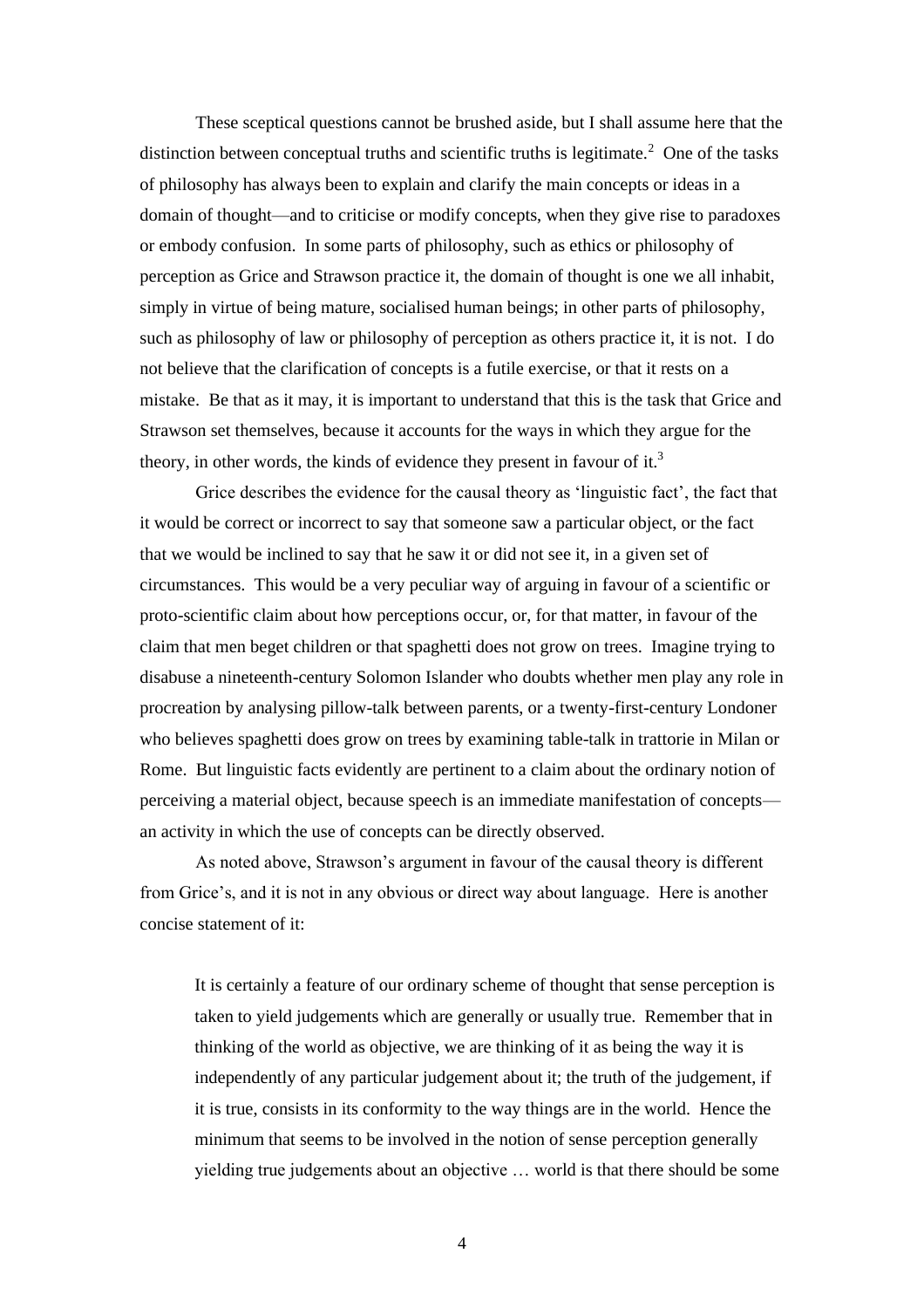These sceptical questions cannot be brushed aside, but I shall assume here that the distinction between conceptual truths and scientific truths is legitimate.[2] One of the tasks of philosophy has always been to explain and clarify the main concepts or ideas in a domain of thought—and to criticise or modify concepts, when they give rise to paradoxes or embody confusion. In some parts of philosophy, such as ethics or philosophy of perception as Grice and Strawson practice it, the domain of thought is one we all inhabit, simply in virtue of being mature, socialised human beings; in other parts of philosophy, such as philosophy of law or philosophy of perception as others practice it, it is not. I do not believe that the clarification of concepts is a futile exercise, or that it rests on a mistake. Be that as it may, it is important to understand that this is the task that Grice and Strawson set themselves, because it accounts for the ways in which they argue for the theory, in other words, the kinds of evidence they present in favour of it.[3]

Grice describes the evidence for the causal theory as 'linguistic fact', the fact that it would be correct or incorrect to say that someone saw a particular object, or the fact that we would be inclined to say that he saw it or did not see it, in a given set of circumstances. This would be a very peculiar way of arguing in favour of a scientific or proto-scientific claim about how perceptions occur, or, for that matter, in favour of the claim that men beget children or that spaghetti does not grow on trees. Imagine trying to disabuse a nineteenth-century Solomon Islander who doubts whether men play any role in procreation by analysing pillow-talk between parents, or a twenty-first-century Londoner who believes spaghetti does grow on trees by examining table-talk in trattorie in Milan or Rome. But linguistic facts evidently are pertinent to a claim about the ordinary notion of perceiving a material object, because speech is an immediate manifestation of concepts—an activity in which the use of concepts can be directly observed.

As noted above, Strawson's argument in favour of the causal theory is different from Grice's, and it is not in any obvious or direct way about language. Here is another concise statement of it:

> It is certainly a feature of our ordinary scheme of thought that sense perception is taken to yield judgements which are generally or usually true. Remember that in thinking of the world as objective, we are thinking of it as being the way it is independently of any particular judgement about it; the truth of the judgement, if it is true, consists in its conformity to the way things are in the world. Hence the minimum that seems to be involved in the notion of sense perception generally yielding true judgements about an objective … world is that there should be some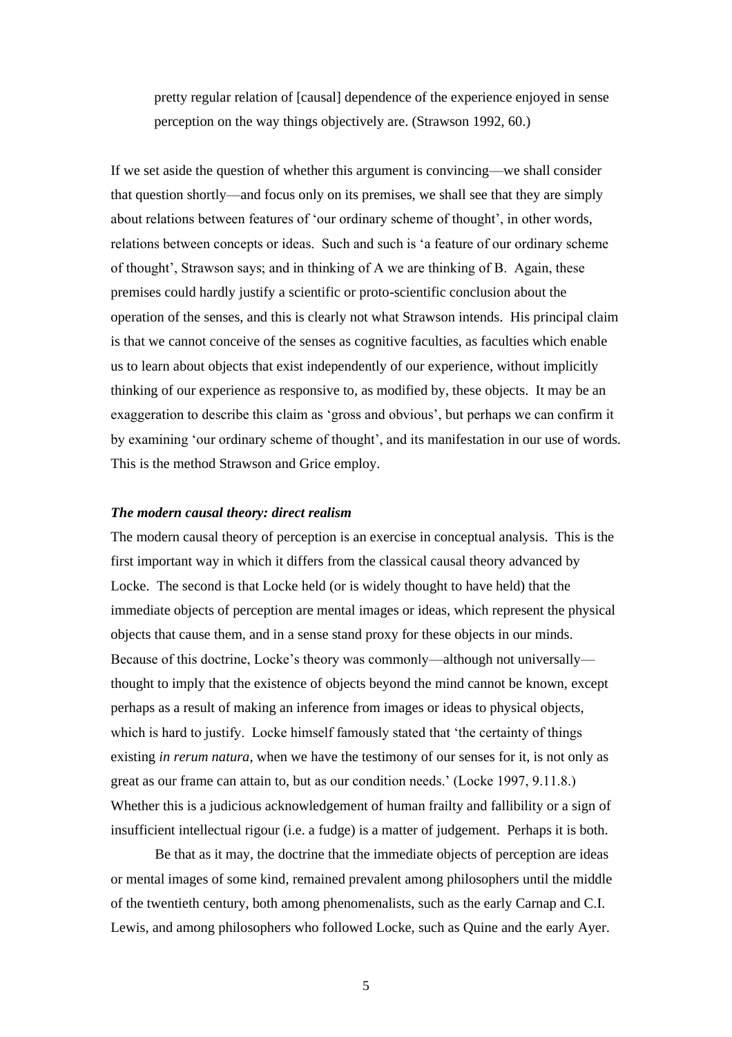> pretty regular relation of [causal] dependence of the experience enjoyed in sense perception on the way things objectively are. (Strawson 1992, 60.)

If we set aside the question of whether this argument is convincing—we shall consider that question shortly—and focus only on its premises, we shall see that they are simply about relations between features of 'our ordinary scheme of thought', in other words, relations between concepts or ideas. Such and such is 'a feature of our ordinary scheme of thought', Strawson says; and in thinking of A we are thinking of B. Again, these premises could hardly justify a scientific or proto-scientific conclusion about the operation of the senses, and this is clearly not what Strawson intends. His principal claim is that we cannot conceive of the senses as cognitive faculties, as faculties which enable us to learn about objects that exist independently of our experience, without implicitly thinking of our experience as responsive to, as modified by, these objects. It may be an exaggeration to describe this claim as 'gross and obvious', but perhaps we can confirm it by examining 'our ordinary scheme of thought', and its manifestation in our use of words. This is the method Strawson and Grice employ.

### *The modern causal theory: direct realism*

The modern causal theory of perception is an exercise in conceptual analysis. This is the first important way in which it differs from the classical causal theory advanced by Locke. The second is that Locke held (or is widely thought to have held) that the immediate objects of perception are mental images or ideas, which represent the physical objects that cause them, and in a sense stand proxy for these objects in our minds. Because of this doctrine, Locke's theory was commonly—although not universally—thought to imply that the existence of objects beyond the mind cannot be known, except perhaps as a result of making an inference from images or ideas to physical objects, which is hard to justify. Locke himself famously stated that 'the certainty of things existing *in rerum natura*, when we have the testimony of our senses for it, is not only as great as our frame can attain to, but as our condition needs.' (Locke 1997, 9.11.8.) Whether this is a judicious acknowledgement of human frailty and fallibility or a sign of insufficient intellectual rigour (i.e. a fudge) is a matter of judgement. Perhaps it is both.

Be that as it may, the doctrine that the immediate objects of perception are ideas or mental images of some kind, remained prevalent among philosophers until the middle of the twentieth century, both among phenomenalists, such as the early Carnap and C.I. Lewis, and among philosophers who followed Locke, such as Quine and the early Ayer.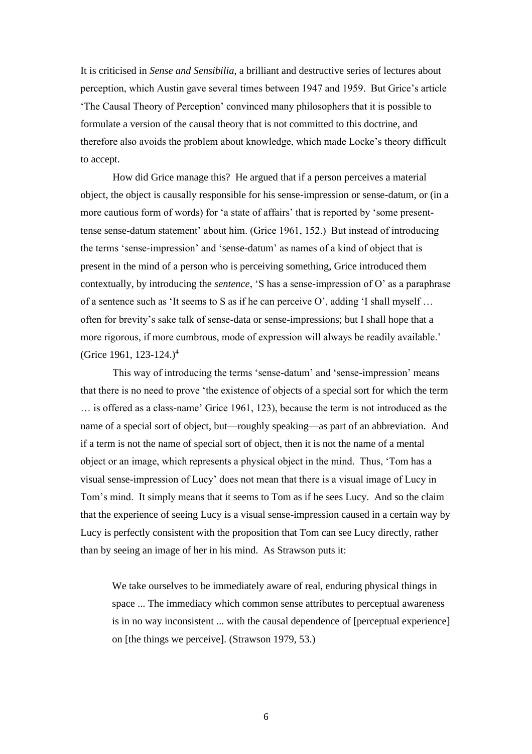It is criticised in *Sense and Sensibilia*, a brilliant and destructive series of lectures about perception, which Austin gave several times between 1947 and 1959. But Grice's article 'The Causal Theory of Perception' convinced many philosophers that it is possible to formulate a version of the causal theory that is not committed to this doctrine, and therefore also avoids the problem about knowledge, which made Locke's theory difficult to accept.

How did Grice manage this? He argued that if a person perceives a material object, the object is causally responsible for his sense-impression or sense-datum, or (in a more cautious form of words) for 'a state of affairs' that is reported by 'some present-tense sense-datum statement' about him. (Grice 1961, 152.) But instead of introducing the terms 'sense-impression' and 'sense-datum' as names of a kind of object that is present in the mind of a person who is perceiving something, Grice introduced them contextually, by introducing the *sentence*, 'S has a sense-impression of O' as a paraphrase of a sentence such as 'It seems to S as if he can perceive O', adding 'I shall myself … often for brevity's sake talk of sense-data or sense-impressions; but I shall hope that a more rigorous, if more cumbrous, mode of expression will always be readily available.' (Grice 1961, 123-124.)[4]

This way of introducing the terms 'sense-datum' and 'sense-impression' means that there is no need to prove 'the existence of objects of a special sort for which the term … is offered as a class-name' Grice 1961, 123), because the term is not introduced as the name of a special sort of object, but—roughly speaking—as part of an abbreviation. And if a term is not the name of special sort of object, then it is not the name of a mental object or an image, which represents a physical object in the mind. Thus, 'Tom has a visual sense-impression of Lucy' does not mean that there is a visual image of Lucy in Tom's mind. It simply means that it seems to Tom as if he sees Lucy. And so the claim that the experience of seeing Lucy is a visual sense-impression caused in a certain way by Lucy is perfectly consistent with the proposition that Tom can see Lucy directly, rather than by seeing an image of her in his mind. As Strawson puts it:

> We take ourselves to be immediately aware of real, enduring physical things in space ... The immediacy which common sense attributes to perceptual awareness is in no way inconsistent ... with the causal dependence of [perceptual experience] on [the things we perceive]. (Strawson 1979, 53.)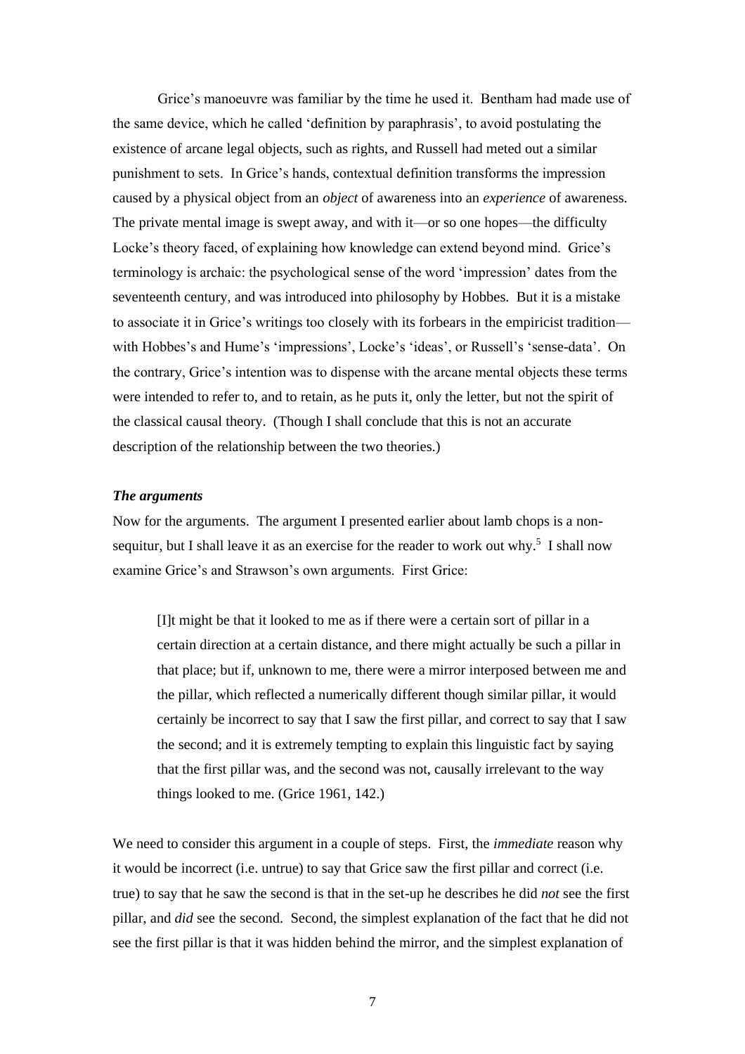Grice's manoeuvre was familiar by the time he used it. Bentham had made use of the same device, which he called 'definition by paraphrasis', to avoid postulating the existence of arcane legal objects, such as rights, and Russell had meted out a similar punishment to sets. In Grice's hands, contextual definition transforms the impression caused by a physical object from an *object* of awareness into an *experience* of awareness. The private mental image is swept away, and with it—or so one hopes—the difficulty Locke's theory faced, of explaining how knowledge can extend beyond mind. Grice's terminology is archaic: the psychological sense of the word 'impression' dates from the seventeenth century, and was introduced into philosophy by Hobbes. But it is a mistake to associate it in Grice's writings too closely with its forbears in the empiricist tradition—with Hobbes's and Hume's 'impressions', Locke's 'ideas', or Russell's 'sense-data'. On the contrary, Grice's intention was to dispense with the arcane mental objects these terms were intended to refer to, and to retain, as he puts it, only the letter, but not the spirit of the classical causal theory. (Though I shall conclude that this is not an accurate description of the relationship between the two theories.)

### *The arguments*

Now for the arguments. The argument I presented earlier about lamb chops is a non-sequitur, but I shall leave it as an exercise for the reader to work out why.[5] I shall now examine Grice's and Strawson's own arguments. First Grice:

> [I]t might be that it looked to me as if there were a certain sort of pillar in a certain direction at a certain distance, and there might actually be such a pillar in that place; but if, unknown to me, there were a mirror interposed between me and the pillar, which reflected a numerically different though similar pillar, it would certainly be incorrect to say that I saw the first pillar, and correct to say that I saw the second; and it is extremely tempting to explain this linguistic fact by saying that the first pillar was, and the second was not, causally irrelevant to the way things looked to me. (Grice 1961, 142.)

We need to consider this argument in a couple of steps. First, the *immediate* reason why it would be incorrect (i.e. untrue) to say that Grice saw the first pillar and correct (i.e. true) to say that he saw the second is that in the set-up he describes he did *not* see the first pillar, and *did* see the second. Second, the simplest explanation of the fact that he did not see the first pillar is that it was hidden behind the mirror, and the simplest explanation of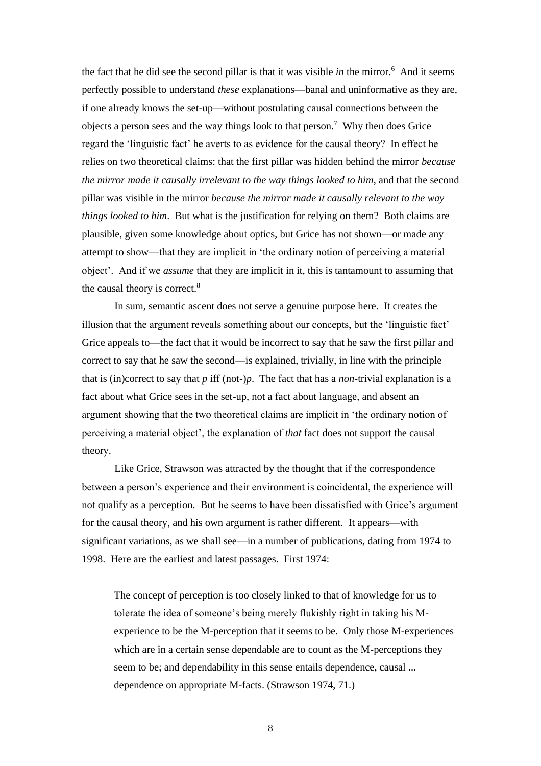the fact that he did see the second pillar is that it was visible *in* the mirror.[6] And it seems perfectly possible to understand *these* explanations—banal and uninformative as they are, if one already knows the set-up—without postulating causal connections between the objects a person sees and the way things look to that person.[7] Why then does Grice regard the 'linguistic fact' he averts to as evidence for the causal theory? In effect he relies on two theoretical claims: that the first pillar was hidden behind the mirror *because the mirror made it causally irrelevant to the way things looked to him*, and that the second pillar was visible in the mirror *because the mirror made it causally relevant to the way things looked to him*. But what is the justification for relying on them? Both claims are plausible, given some knowledge about optics, but Grice has not shown—or made any attempt to show—that they are implicit in 'the ordinary notion of perceiving a material object'. And if we *assume* that they are implicit in it, this is tantamount to assuming that the causal theory is correct.[8]

In sum, semantic ascent does not serve a genuine purpose here. It creates the illusion that the argument reveals something about our concepts, but the 'linguistic fact' Grice appeals to—the fact that it would be incorrect to say that he saw the first pillar and correct to say that he saw the second—is explained, trivially, in line with the principle that is (in)correct to say that *p* iff (not-)*p*. The fact that has a *non*-trivial explanation is a fact about what Grice sees in the set-up, not a fact about language, and absent an argument showing that the two theoretical claims are implicit in 'the ordinary notion of perceiving a material object', the explanation of *that* fact does not support the causal theory.

Like Grice, Strawson was attracted by the thought that if the correspondence between a person's experience and their environment is coincidental, the experience will not qualify as a perception. But he seems to have been dissatisfied with Grice's argument for the causal theory, and his own argument is rather different. It appears—with significant variations, as we shall see—in a number of publications, dating from 1974 to 1998. Here are the earliest and latest passages. First 1974:

> The concept of perception is too closely linked to that of knowledge for us to tolerate the idea of someone's being merely flukishly right in taking his M-experience to be the M-perception that it seems to be. Only those M-experiences which are in a certain sense dependable are to count as the M-perceptions they seem to be; and dependability in this sense entails dependence, causal ... dependence on appropriate M-facts. (Strawson 1974, 71.)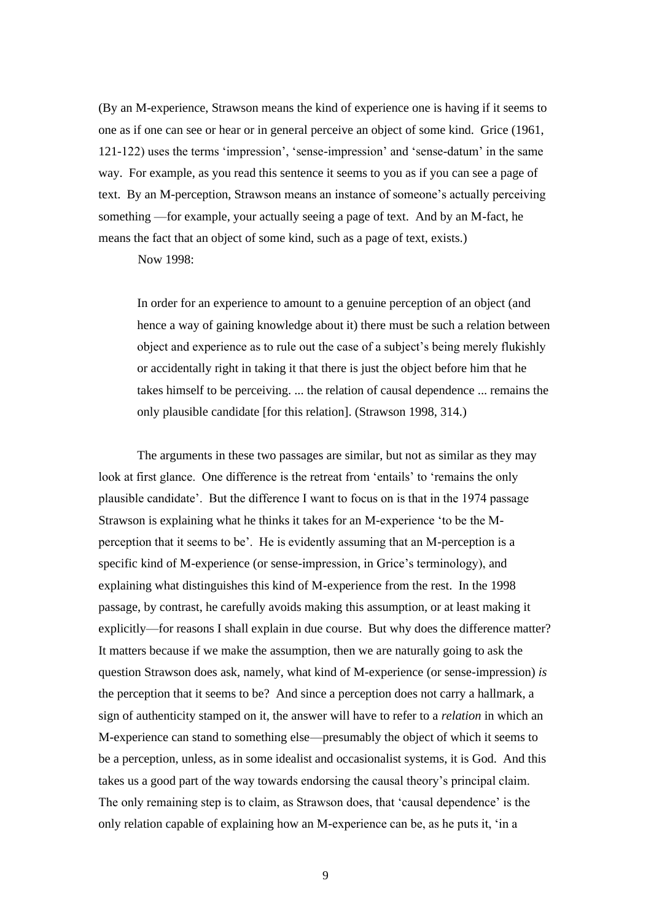(By an M-experience, Strawson means the kind of experience one is having if it seems to one as if one can see or hear or in general perceive an object of some kind. Grice (1961, 121-122) uses the terms 'impression', 'sense-impression' and 'sense-datum' in the same way. For example, as you read this sentence it seems to you as if you can see a page of text. By an M-perception, Strawson means an instance of someone's actually perceiving something —for example, your actually seeing a page of text. And by an M-fact, he means the fact that an object of some kind, such as a page of text, exists.)

Now 1998:

> In order for an experience to amount to a genuine perception of an object (and hence a way of gaining knowledge about it) there must be such a relation between object and experience as to rule out the case of a subject's being merely flukishly or accidentally right in taking it that there is just the object before him that he takes himself to be perceiving. ... the relation of causal dependence ... remains the only plausible candidate [for this relation]. (Strawson 1998, 314.)

The arguments in these two passages are similar, but not as similar as they may look at first glance. One difference is the retreat from 'entails' to 'remains the only plausible candidate'. But the difference I want to focus on is that in the 1974 passage Strawson is explaining what he thinks it takes for an M-experience 'to be the M-perception that it seems to be'. He is evidently assuming that an M-perception is a specific kind of M-experience (or sense-impression, in Grice's terminology), and explaining what distinguishes this kind of M-experience from the rest. In the 1998 passage, by contrast, he carefully avoids making this assumption, or at least making it explicitly—for reasons I shall explain in due course. But why does the difference matter? It matters because if we make the assumption, then we are naturally going to ask the question Strawson does ask, namely, what kind of M-experience (or sense-impression) *is* the perception that it seems to be? And since a perception does not carry a hallmark, a sign of authenticity stamped on it, the answer will have to refer to a *relation* in which an M-experience can stand to something else—presumably the object of which it seems to be a perception, unless, as in some idealist and occasionalist systems, it is God. And this takes us a good part of the way towards endorsing the causal theory's principal claim. The only remaining step is to claim, as Strawson does, that 'causal dependence' is the only relation capable of explaining how an M-experience can be, as he puts it, 'in a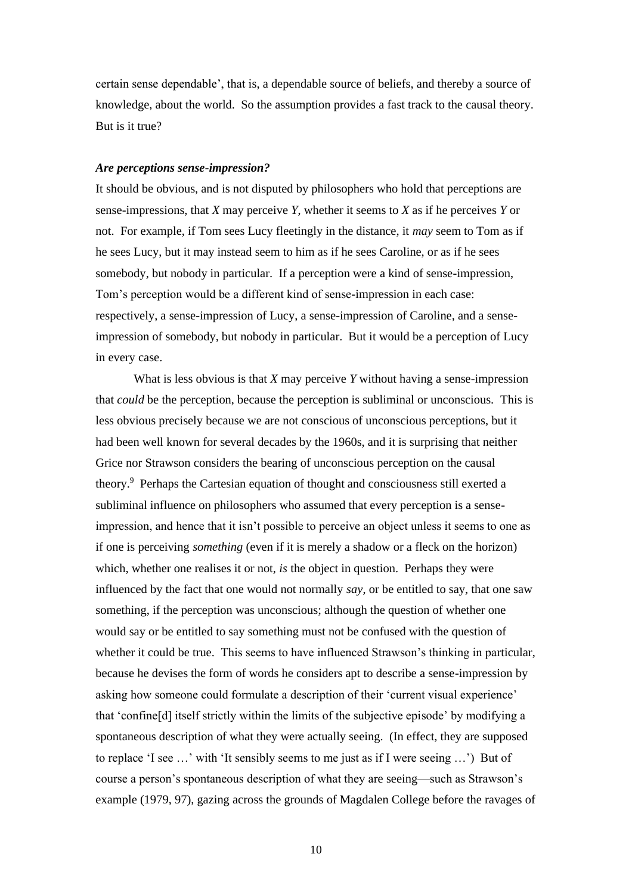certain sense dependable', that is, a dependable source of beliefs, and thereby a source of knowledge, about the world. So the assumption provides a fast track to the causal theory. But is it true?

### ***Are perceptions sense-impression?***

It should be obvious, and is not disputed by philosophers who hold that perceptions are sense-impressions, that *X* may perceive *Y*, whether it seems to *X* as if he perceives *Y* or not. For example, if Tom sees Lucy fleetingly in the distance, it *may* seem to Tom as if he sees Lucy, but it may instead seem to him as if he sees Caroline, or as if he sees somebody, but nobody in particular. If a perception were a kind of sense-impression, Tom's perception would be a different kind of sense-impression in each case: respectively, a sense-impression of Lucy, a sense-impression of Caroline, and a sense-impression of somebody, but nobody in particular. But it would be a perception of Lucy in every case.

What is less obvious is that *X* may perceive *Y* without having a sense-impression that *could* be the perception, because the perception is subliminal or unconscious. This is less obvious precisely because we are not conscious of unconscious perceptions, but it had been well known for several decades by the 1960s, and it is surprising that neither Grice nor Strawson considers the bearing of unconscious perception on the causal theory.[9] Perhaps the Cartesian equation of thought and consciousness still exerted a subliminal influence on philosophers who assumed that every perception is a sense-impression, and hence that it isn't possible to perceive an object unless it seems to one as if one is perceiving *something* (even if it is merely a shadow or a fleck on the horizon) which, whether one realises it or not, *is* the object in question. Perhaps they were influenced by the fact that one would not normally *say*, or be entitled to say, that one saw something, if the perception was unconscious; although the question of whether one would say or be entitled to say something must not be confused with the question of whether it could be true. This seems to have influenced Strawson's thinking in particular, because he devises the form of words he considers apt to describe a sense-impression by asking how someone could formulate a description of their 'current visual experience' that 'confine[d] itself strictly within the limits of the subjective episode' by modifying a spontaneous description of what they were actually seeing. (In effect, they are supposed to replace 'I see …' with 'It sensibly seems to me just as if I were seeing …') But of course a person's spontaneous description of what they are seeing—such as Strawson's example (1979, 97), gazing across the grounds of Magdalen College before the ravages of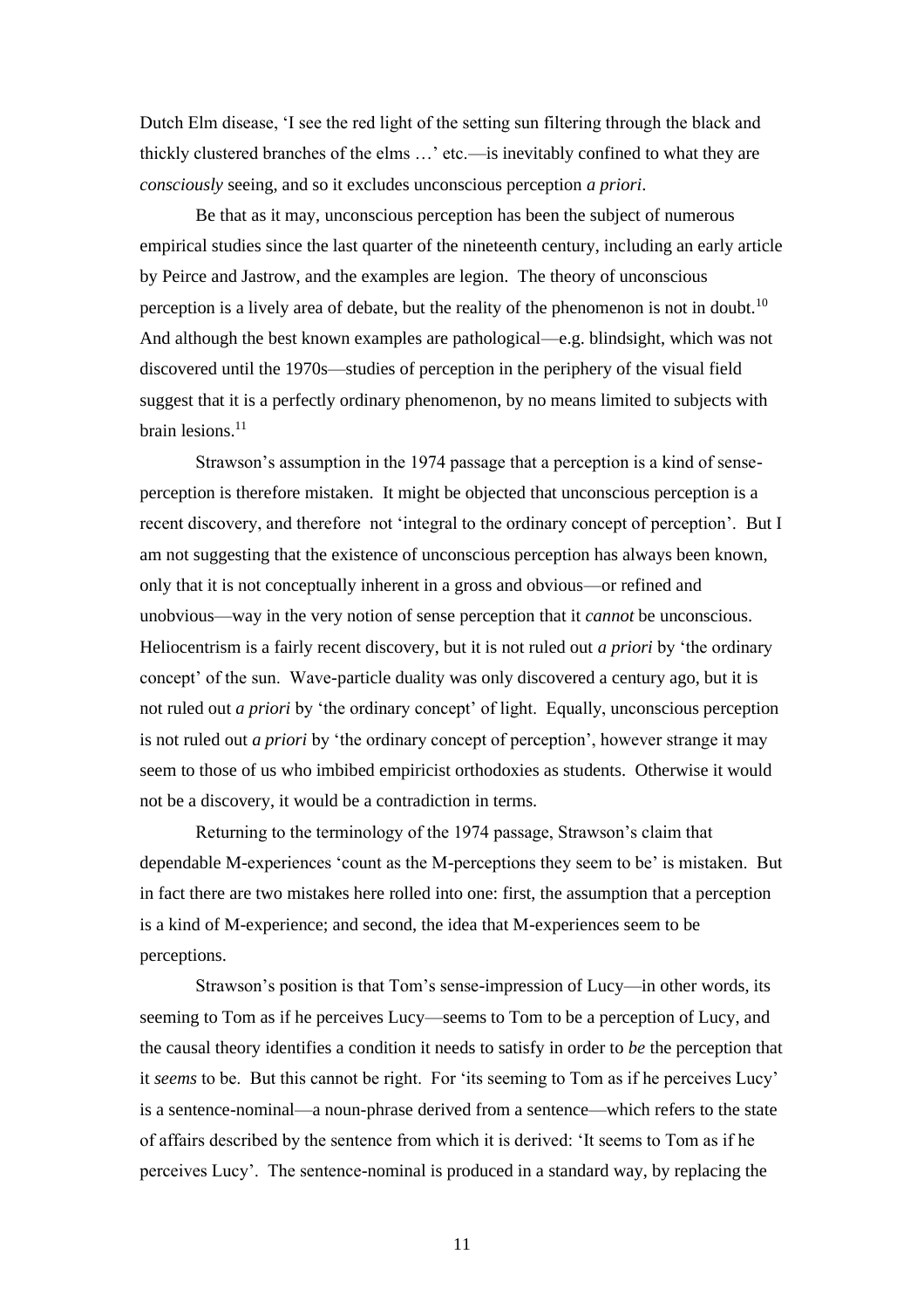Dutch Elm disease, 'I see the red light of the setting sun filtering through the black and thickly clustered branches of the elms …' etc.—is inevitably confined to what they are *consciously* seeing, and so it excludes unconscious perception *a priori*.

Be that as it may, unconscious perception has been the subject of numerous empirical studies since the last quarter of the nineteenth century, including an early article by Peirce and Jastrow, and the examples are legion. The theory of unconscious perception is a lively area of debate, but the reality of the phenomenon is not in doubt.[10] And although the best known examples are pathological—e.g. blindsight, which was not discovered until the 1970s—studies of perception in the periphery of the visual field suggest that it is a perfectly ordinary phenomenon, by no means limited to subjects with brain lesions.[11]

Strawson's assumption in the 1974 passage that a perception is a kind of sense-perception is therefore mistaken. It might be objected that unconscious perception is a recent discovery, and therefore not 'integral to the ordinary concept of perception'. But I am not suggesting that the existence of unconscious perception has always been known, only that it is not conceptually inherent in a gross and obvious—or refined and unobvious—way in the very notion of sense perception that it *cannot* be unconscious. Heliocentrism is a fairly recent discovery, but it is not ruled out *a priori* by 'the ordinary concept' of the sun. Wave-particle duality was only discovered a century ago, but it is not ruled out *a priori* by 'the ordinary concept' of light. Equally, unconscious perception is not ruled out *a priori* by 'the ordinary concept of perception', however strange it may seem to those of us who imbibed empiricist orthodoxies as students. Otherwise it would not be a discovery, it would be a contradiction in terms.

Returning to the terminology of the 1974 passage, Strawson's claim that dependable M-experiences 'count as the M-perceptions they seem to be' is mistaken. But in fact there are two mistakes here rolled into one: first, the assumption that a perception is a kind of M-experience; and second, the idea that M-experiences seem to be perceptions.

Strawson's position is that Tom's sense-impression of Lucy—in other words, its seeming to Tom as if he perceives Lucy—seems to Tom to be a perception of Lucy, and the causal theory identifies a condition it needs to satisfy in order to *be* the perception that it *seems* to be. But this cannot be right. For 'its seeming to Tom as if he perceives Lucy' is a sentence-nominal—a noun-phrase derived from a sentence—which refers to the state of affairs described by the sentence from which it is derived: 'It seems to Tom as if he perceives Lucy'. The sentence-nominal is produced in a standard way, by replacing the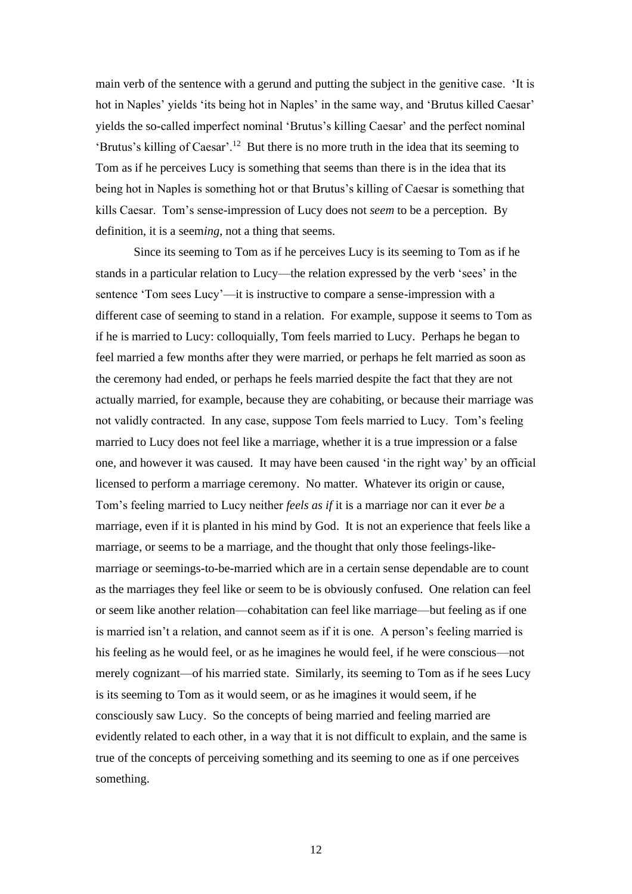main verb of the sentence with a gerund and putting the subject in the genitive case. 'It is hot in Naples' yields 'its being hot in Naples' in the same way, and 'Brutus killed Caesar' yields the so-called imperfect nominal 'Brutus's killing Caesar' and the perfect nominal 'Brutus's killing of Caesar'.[12] But there is no more truth in the idea that its seeming to Tom as if he perceives Lucy is something that seems than there is in the idea that its being hot in Naples is something hot or that Brutus's killing of Caesar is something that kills Caesar. Tom's sense-impression of Lucy does not *seem* to be a perception. By definition, it is a seem*ing*, not a thing that seems.

Since its seeming to Tom as if he perceives Lucy is its seeming to Tom as if he stands in a particular relation to Lucy—the relation expressed by the verb 'sees' in the sentence 'Tom sees Lucy'—it is instructive to compare a sense-impression with a different case of seeming to stand in a relation. For example, suppose it seems to Tom as if he is married to Lucy: colloquially, Tom feels married to Lucy. Perhaps he began to feel married a few months after they were married, or perhaps he felt married as soon as the ceremony had ended, or perhaps he feels married despite the fact that they are not actually married, for example, because they are cohabiting, or because their marriage was not validly contracted. In any case, suppose Tom feels married to Lucy. Tom's feeling married to Lucy does not feel like a marriage, whether it is a true impression or a false one, and however it was caused. It may have been caused 'in the right way' by an official licensed to perform a marriage ceremony. No matter. Whatever its origin or cause, Tom's feeling married to Lucy neither *feels as if* it is a marriage nor can it ever *be* a marriage, even if it is planted in his mind by God. It is not an experience that feels like a marriage, or seems to be a marriage, and the thought that only those feelings-like-marriage or seemings-to-be-married which are in a certain sense dependable are to count as the marriages they feel like or seem to be is obviously confused. One relation can feel or seem like another relation—cohabitation can feel like marriage—but feeling as if one is married isn't a relation, and cannot seem as if it is one. A person's feeling married is his feeling as he would feel, or as he imagines he would feel, if he were conscious—not merely cognizant—of his married state. Similarly, its seeming to Tom as if he sees Lucy is its seeming to Tom as it would seem, or as he imagines it would seem, if he consciously saw Lucy. So the concepts of being married and feeling married are evidently related to each other, in a way that it is not difficult to explain, and the same is true of the concepts of perceiving something and its seeming to one as if one perceives something.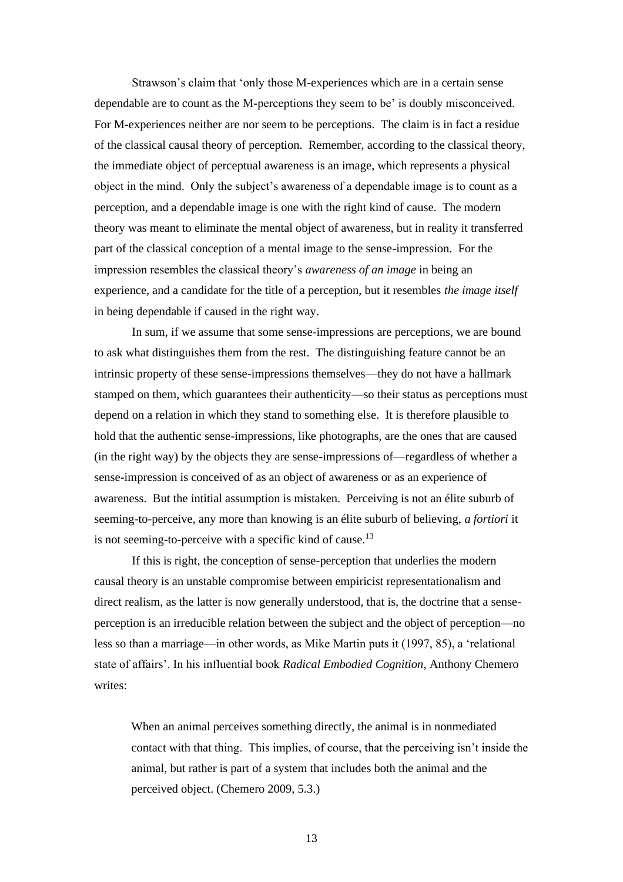Strawson's claim that 'only those M-experiences which are in a certain sense dependable are to count as the M-perceptions they seem to be' is doubly misconceived. For M-experiences neither are nor seem to be perceptions. The claim is in fact a residue of the classical causal theory of perception. Remember, according to the classical theory, the immediate object of perceptual awareness is an image, which represents a physical object in the mind. Only the subject's awareness of a dependable image is to count as a perception, and a dependable image is one with the right kind of cause. The modern theory was meant to eliminate the mental object of awareness, but in reality it transferred part of the classical conception of a mental image to the sense-impression. For the impression resembles the classical theory's *awareness of an image* in being an experience, and a candidate for the title of a perception, but it resembles *the image itself* in being dependable if caused in the right way.

In sum, if we assume that some sense-impressions are perceptions, we are bound to ask what distinguishes them from the rest. The distinguishing feature cannot be an intrinsic property of these sense-impressions themselves—they do not have a hallmark stamped on them, which guarantees their authenticity—so their status as perceptions must depend on a relation in which they stand to something else. It is therefore plausible to hold that the authentic sense-impressions, like photographs, are the ones that are caused (in the right way) by the objects they are sense-impressions of—regardless of whether a sense-impression is conceived of as an object of awareness or as an experience of awareness. But the intitial assumption is mistaken. Perceiving is not an élite suburb of seeming-to-perceive, any more than knowing is an élite suburb of believing, *a fortiori* it is not seeming-to-perceive with a specific kind of cause.[13]

If this is right, the conception of sense-perception that underlies the modern causal theory is an unstable compromise between empiricist representationalism and direct realism, as the latter is now generally understood, that is, the doctrine that a sense-perception is an irreducible relation between the subject and the object of perception—no less so than a marriage—in other words, as Mike Martin puts it (1997, 85), a 'relational state of affairs'. In his influential book *Radical Embodied Cognition*, Anthony Chemero writes:

> When an animal perceives something directly, the animal is in nonmediated contact with that thing. This implies, of course, that the perceiving isn't inside the animal, but rather is part of a system that includes both the animal and the perceived object. (Chemero 2009, 5.3.)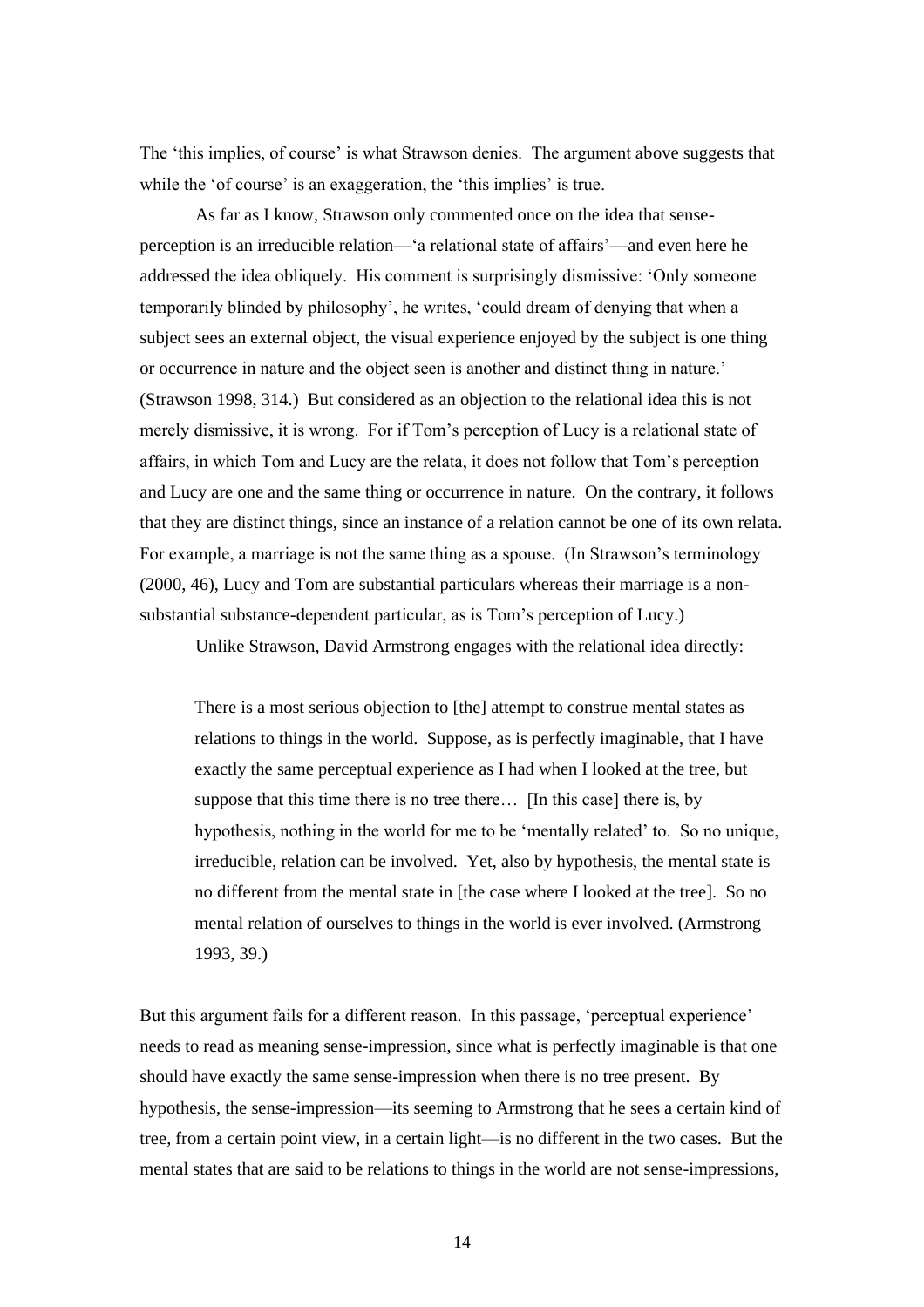The 'this implies, of course' is what Strawson denies. The argument above suggests that while the 'of course' is an exaggeration, the 'this implies' is true.

As far as I know, Strawson only commented once on the idea that sense-perception is an irreducible relation—'a relational state of affairs'—and even here he addressed the idea obliquely. His comment is surprisingly dismissive: 'Only someone temporarily blinded by philosophy', he writes, 'could dream of denying that when a subject sees an external object, the visual experience enjoyed by the subject is one thing or occurrence in nature and the object seen is another and distinct thing in nature.' (Strawson 1998, 314.) But considered as an objection to the relational idea this is not merely dismissive, it is wrong. For if Tom's perception of Lucy is a relational state of affairs, in which Tom and Lucy are the relata, it does not follow that Tom's perception and Lucy are one and the same thing or occurrence in nature. On the contrary, it follows that they are distinct things, since an instance of a relation cannot be one of its own relata. For example, a marriage is not the same thing as a spouse. (In Strawson's terminology (2000, 46), Lucy and Tom are substantial particulars whereas their marriage is a non-substantial substance-dependent particular, as is Tom's perception of Lucy.)

Unlike Strawson, David Armstrong engages with the relational idea directly:

> There is a most serious objection to [the] attempt to construe mental states as relations to things in the world. Suppose, as is perfectly imaginable, that I have exactly the same perceptual experience as I had when I looked at the tree, but suppose that this time there is no tree there… [In this case] there is, by hypothesis, nothing in the world for me to be 'mentally related' to. So no unique, irreducible, relation can be involved. Yet, also by hypothesis, the mental state is no different from the mental state in [the case where I looked at the tree]. So no mental relation of ourselves to things in the world is ever involved. (Armstrong 1993, 39.)

But this argument fails for a different reason. In this passage, 'perceptual experience' needs to read as meaning sense-impression, since what is perfectly imaginable is that one should have exactly the same sense-impression when there is no tree present. By hypothesis, the sense-impression—its seeming to Armstrong that he sees a certain kind of tree, from a certain point view, in a certain light—is no different in the two cases. But the mental states that are said to be relations to things in the world are not sense-impressions,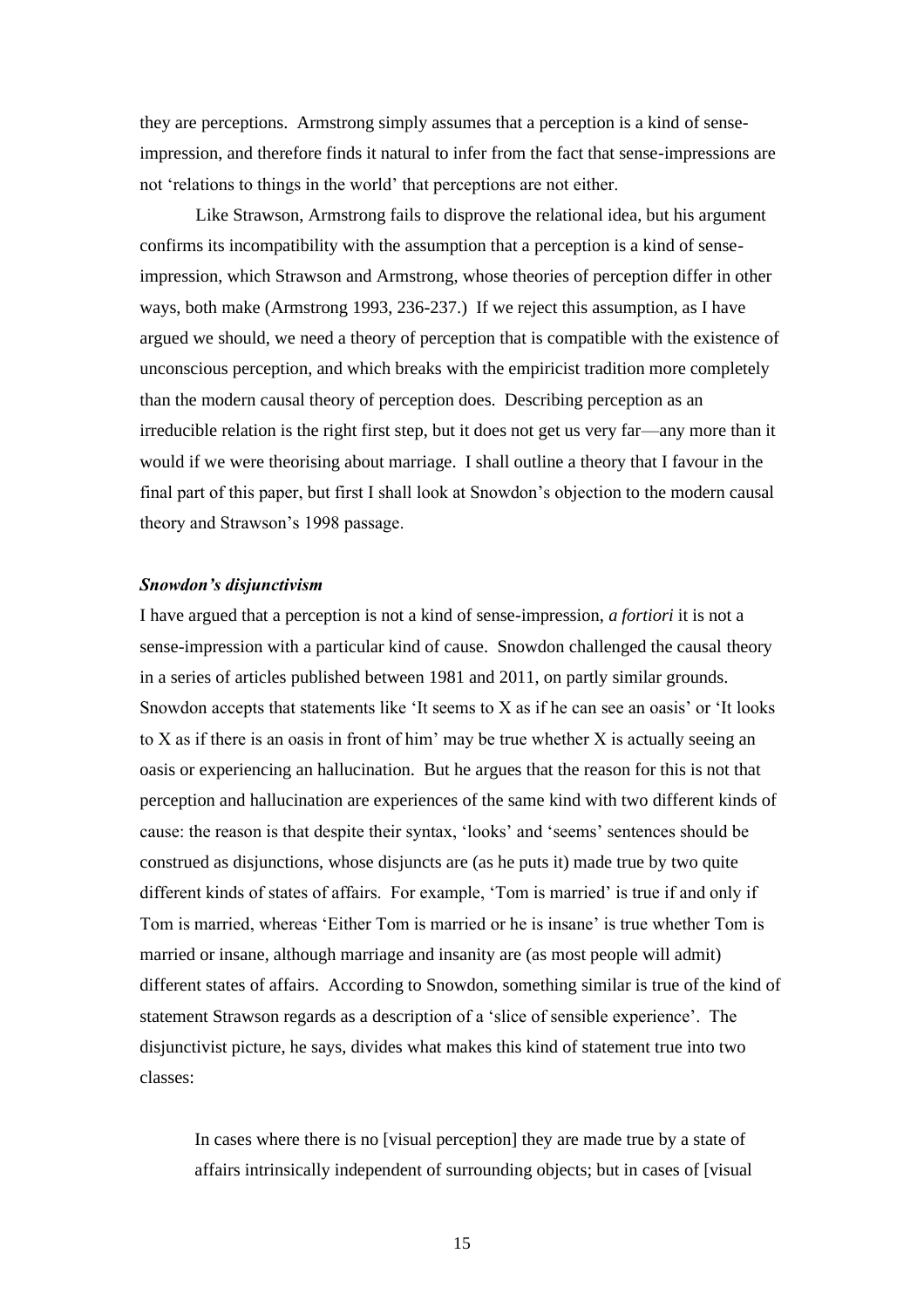they are perceptions. Armstrong simply assumes that a perception is a kind of sense-impression, and therefore finds it natural to infer from the fact that sense-impressions are not 'relations to things in the world' that perceptions are not either.

Like Strawson, Armstrong fails to disprove the relational idea, but his argument confirms its incompatibility with the assumption that a perception is a kind of sense-impression, which Strawson and Armstrong, whose theories of perception differ in other ways, both make (Armstrong 1993, 236-237.) If we reject this assumption, as I have argued we should, we need a theory of perception that is compatible with the existence of unconscious perception, and which breaks with the empiricist tradition more completely than the modern causal theory of perception does. Describing perception as an irreducible relation is the right first step, but it does not get us very far—any more than it would if we were theorising about marriage. I shall outline a theory that I favour in the final part of this paper, but first I shall look at Snowdon's objection to the modern causal theory and Strawson's 1998 passage.

### *Snowdon's disjunctivism*

I have argued that a perception is not a kind of sense-impression, *a fortiori* it is not a sense-impression with a particular kind of cause. Snowdon challenged the causal theory in a series of articles published between 1981 and 2011, on partly similar grounds. Snowdon accepts that statements like 'It seems to X as if he can see an oasis' or 'It looks to X as if there is an oasis in front of him' may be true whether X is actually seeing an oasis or experiencing an hallucination. But he argues that the reason for this is not that perception and hallucination are experiences of the same kind with two different kinds of cause: the reason is that despite their syntax, 'looks' and 'seems' sentences should be construed as disjunctions, whose disjuncts are (as he puts it) made true by two quite different kinds of states of affairs. For example, 'Tom is married' is true if and only if Tom is married, whereas 'Either Tom is married or he is insane' is true whether Tom is married or insane, although marriage and insanity are (as most people will admit) different states of affairs. According to Snowdon, something similar is true of the kind of statement Strawson regards as a description of a 'slice of sensible experience'. The disjunctivist picture, he says, divides what makes this kind of statement true into two classes:

> In cases where there is no [visual perception] they are made true by a state of affairs intrinsically independent of surrounding objects; but in cases of [visual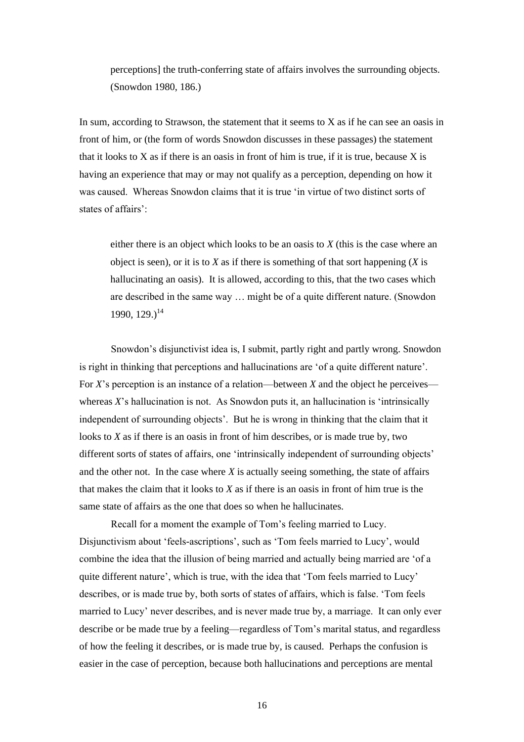> perceptions] the truth-conferring state of affairs involves the surrounding objects. (Snowdon 1980, 186.)

In sum, according to Strawson, the statement that it seems to X as if he can see an oasis in front of him, or (the form of words Snowdon discusses in these passages) the statement that it looks to X as if there is an oasis in front of him is true, if it is true, because X is having an experience that may or may not qualify as a perception, depending on how it was caused. Whereas Snowdon claims that it is true 'in virtue of two distinct sorts of states of affairs':

> either there is an object which looks to be an oasis to *X* (this is the case where an object is seen), or it is to *X* as if there is something of that sort happening (*X* is hallucinating an oasis). It is allowed, according to this, that the two cases which are described in the same way … might be of a quite different nature. (Snowdon 1990, 129.)[14]

Snowdon's disjunctivist idea is, I submit, partly right and partly wrong. Snowdon is right in thinking that perceptions and hallucinations are 'of a quite different nature'. For *X*'s perception is an instance of a relation—between *X* and the object he perceives—whereas *X*'s hallucination is not. As Snowdon puts it, an hallucination is 'intrinsically independent of surrounding objects'. But he is wrong in thinking that the claim that it looks to *X* as if there is an oasis in front of him describes, or is made true by, two different sorts of states of affairs, one 'intrinsically independent of surrounding objects' and the other not. In the case where *X* is actually seeing something, the state of affairs that makes the claim that it looks to *X* as if there is an oasis in front of him true is the same state of affairs as the one that does so when he hallucinates.

Recall for a moment the example of Tom's feeling married to Lucy. Disjunctivism about 'feels-ascriptions', such as 'Tom feels married to Lucy', would combine the idea that the illusion of being married and actually being married are 'of a quite different nature', which is true, with the idea that 'Tom feels married to Lucy' describes, or is made true by, both sorts of states of affairs, which is false. 'Tom feels married to Lucy' never describes, and is never made true by, a marriage. It can only ever describe or be made true by a feeling—regardless of Tom's marital status, and regardless of how the feeling it describes, or is made true by, is caused. Perhaps the confusion is easier in the case of perception, because both hallucinations and perceptions are mental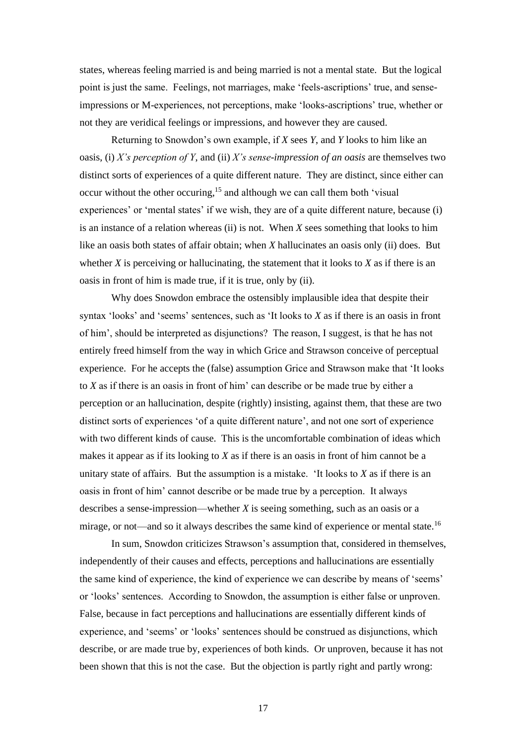states, whereas feeling married is and being married is not a mental state. But the logical point is just the same. Feelings, not marriages, make 'feels-ascriptions' true, and sense-impressions or M-experiences, not perceptions, make 'looks-ascriptions' true, whether or not they are veridical feelings or impressions, and however they are caused.

Returning to Snowdon's own example, if *X* sees *Y*, and *Y* looks to him like an oasis, (i) *X's perception of Y*, and (ii) *X's sense-impression of an oasis* are themselves two distinct sorts of experiences of a quite different nature. They are distinct, since either can occur without the other occuring,[15] and although we can call them both 'visual experiences' or 'mental states' if we wish, they are of a quite different nature, because (i) is an instance of a relation whereas (ii) is not. When *X* sees something that looks to him like an oasis both states of affair obtain; when *X* hallucinates an oasis only (ii) does. But whether *X* is perceiving or hallucinating, the statement that it looks to *X* as if there is an oasis in front of him is made true, if it is true, only by (ii).

Why does Snowdon embrace the ostensibly implausible idea that despite their syntax 'looks' and 'seems' sentences, such as 'It looks to *X* as if there is an oasis in front of him', should be interpreted as disjunctions? The reason, I suggest, is that he has not entirely freed himself from the way in which Grice and Strawson conceive of perceptual experience. For he accepts the (false) assumption Grice and Strawson make that 'It looks to *X* as if there is an oasis in front of him' can describe or be made true by either a perception or an hallucination, despite (rightly) insisting, against them, that these are two distinct sorts of experiences 'of a quite different nature', and not one sort of experience with two different kinds of cause. This is the uncomfortable combination of ideas which makes it appear as if its looking to *X* as if there is an oasis in front of him cannot be a unitary state of affairs. But the assumption is a mistake. 'It looks to *X* as if there is an oasis in front of him' cannot describe or be made true by a perception. It always describes a sense-impression—whether *X* is seeing something, such as an oasis or a mirage, or not—and so it always describes the same kind of experience or mental state.[16]

In sum, Snowdon criticizes Strawson's assumption that, considered in themselves, independently of their causes and effects, perceptions and hallucinations are essentially the same kind of experience, the kind of experience we can describe by means of 'seems' or 'looks' sentences. According to Snowdon, the assumption is either false or unproven. False, because in fact perceptions and hallucinations are essentially different kinds of experience, and 'seems' or 'looks' sentences should be construed as disjunctions, which describe, or are made true by, experiences of both kinds. Or unproven, because it has not been shown that this is not the case. But the objection is partly right and partly wrong: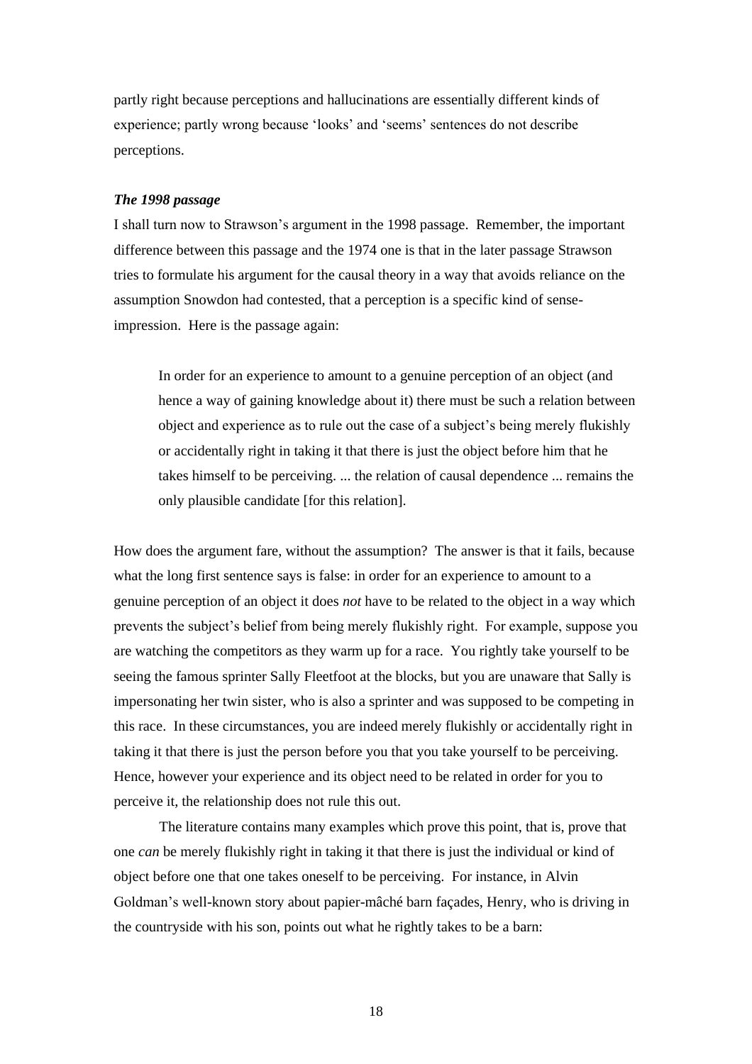partly right because perceptions and hallucinations are essentially different kinds of experience; partly wrong because 'looks' and 'seems' sentences do not describe perceptions.

### *The 1998 passage*

I shall turn now to Strawson's argument in the 1998 passage. Remember, the important difference between this passage and the 1974 one is that in the later passage Strawson tries to formulate his argument for the causal theory in a way that avoids reliance on the assumption Snowdon had contested, that a perception is a specific kind of sense-impression. Here is the passage again:

> In order for an experience to amount to a genuine perception of an object (and hence a way of gaining knowledge about it) there must be such a relation between object and experience as to rule out the case of a subject's being merely flukishly or accidentally right in taking it that there is just the object before him that he takes himself to be perceiving. ... the relation of causal dependence ... remains the only plausible candidate [for this relation].

How does the argument fare, without the assumption? The answer is that it fails, because what the long first sentence says is false: in order for an experience to amount to a genuine perception of an object it does *not* have to be related to the object in a way which prevents the subject's belief from being merely flukishly right. For example, suppose you are watching the competitors as they warm up for a race. You rightly take yourself to be seeing the famous sprinter Sally Fleetfoot at the blocks, but you are unaware that Sally is impersonating her twin sister, who is also a sprinter and was supposed to be competing in this race. In these circumstances, you are indeed merely flukishly or accidentally right in taking it that there is just the person before you that you take yourself to be perceiving. Hence, however your experience and its object need to be related in order for you to perceive it, the relationship does not rule this out.

The literature contains many examples which prove this point, that is, prove that one *can* be merely flukishly right in taking it that there is just the individual or kind of object before one that one takes oneself to be perceiving. For instance, in Alvin Goldman's well-known story about papier-mâché barn façades, Henry, who is driving in the countryside with his son, points out what he rightly takes to be a barn: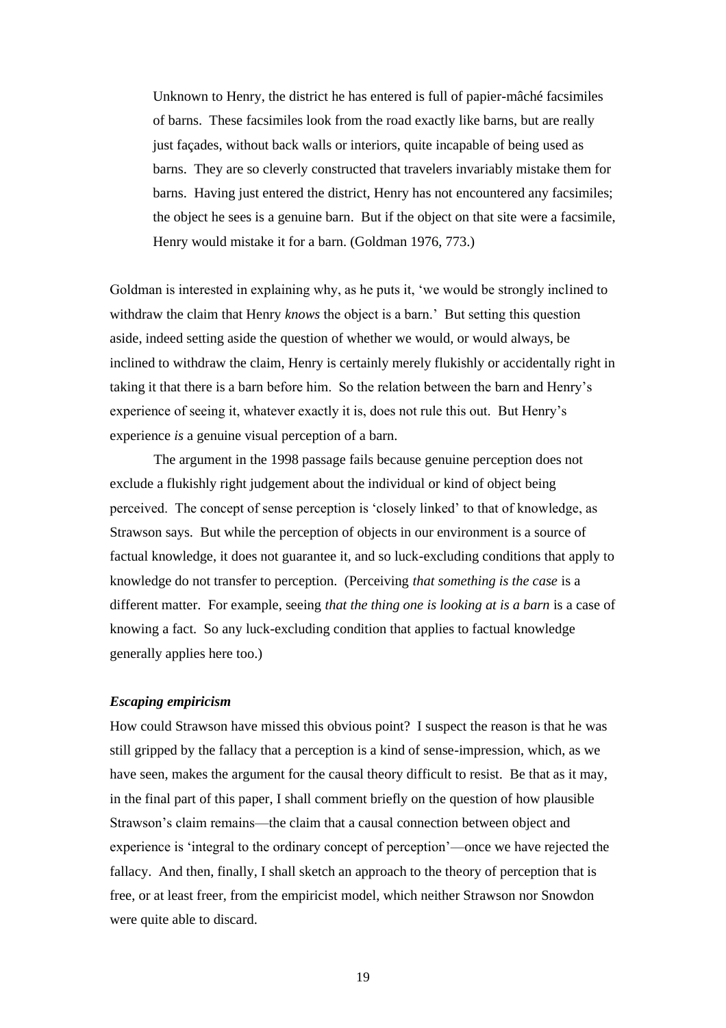> Unknown to Henry, the district he has entered is full of papier-mâché facsimiles of barns. These facsimiles look from the road exactly like barns, but are really just façades, without back walls or interiors, quite incapable of being used as barns. They are so cleverly constructed that travelers invariably mistake them for barns. Having just entered the district, Henry has not encountered any facsimiles; the object he sees is a genuine barn. But if the object on that site were a facsimile, Henry would mistake it for a barn. (Goldman 1976, 773.)

Goldman is interested in explaining why, as he puts it, 'we would be strongly inclined to withdraw the claim that Henry *knows* the object is a barn.' But setting this question aside, indeed setting aside the question of whether we would, or would always, be inclined to withdraw the claim, Henry is certainly merely flukishly or accidentally right in taking it that there is a barn before him. So the relation between the barn and Henry's experience of seeing it, whatever exactly it is, does not rule this out. But Henry's experience *is* a genuine visual perception of a barn.

The argument in the 1998 passage fails because genuine perception does not exclude a flukishly right judgement about the individual or kind of object being perceived. The concept of sense perception is 'closely linked' to that of knowledge, as Strawson says. But while the perception of objects in our environment is a source of factual knowledge, it does not guarantee it, and so luck-excluding conditions that apply to knowledge do not transfer to perception. (Perceiving *that something is the case* is a different matter. For example, seeing *that the thing one is looking at is a barn* is a case of knowing a fact. So any luck-excluding condition that applies to factual knowledge generally applies here too.)

#### ***Escaping empiricism***

How could Strawson have missed this obvious point? I suspect the reason is that he was still gripped by the fallacy that a perception is a kind of sense-impression, which, as we have seen, makes the argument for the causal theory difficult to resist. Be that as it may, in the final part of this paper, I shall comment briefly on the question of how plausible Strawson's claim remains—the claim that a causal connection between object and experience is 'integral to the ordinary concept of perception'—once we have rejected the fallacy. And then, finally, I shall sketch an approach to the theory of perception that is free, or at least freer, from the empiricist model, which neither Strawson nor Snowdon were quite able to discard.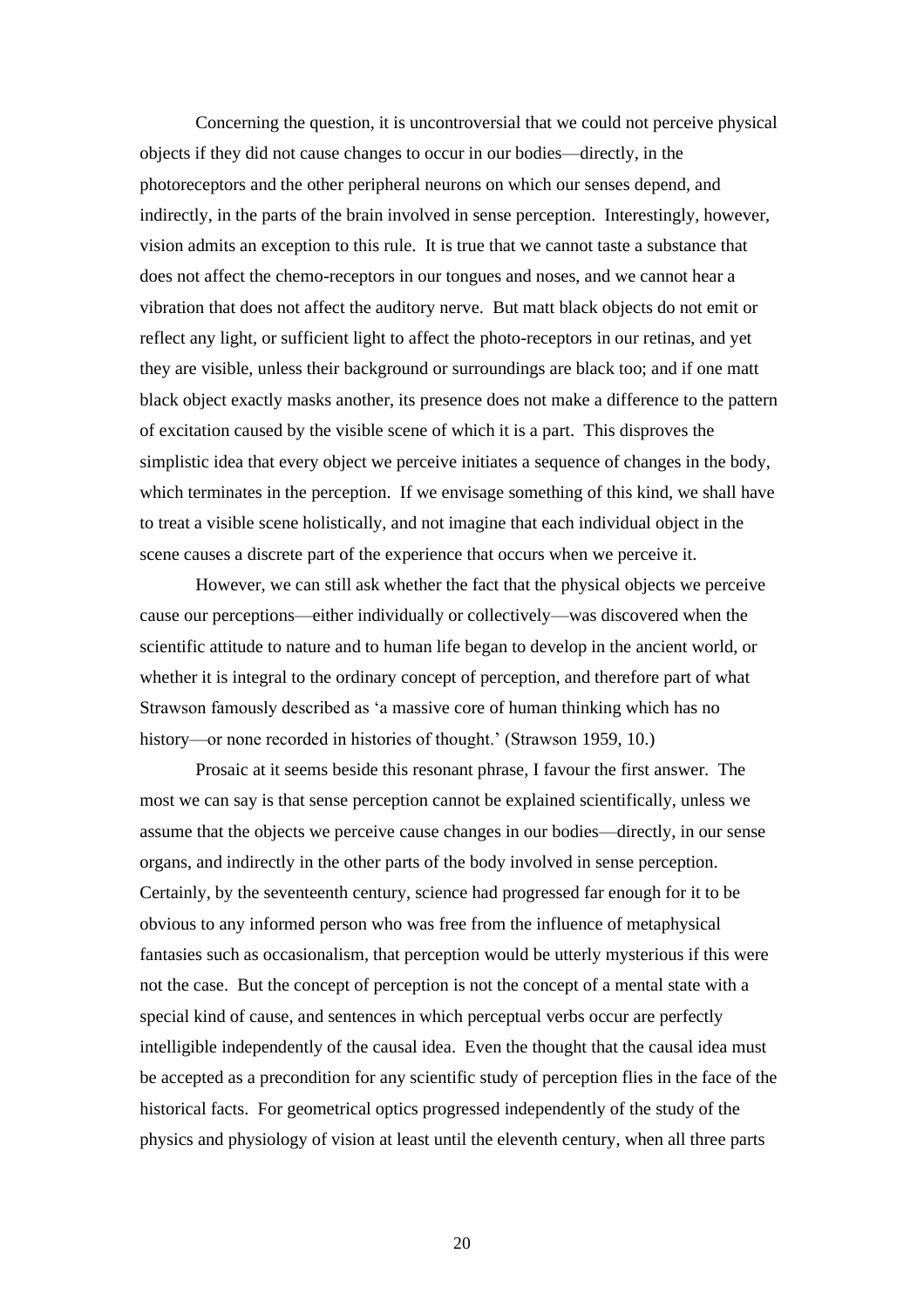Concerning the question, it is uncontroversial that we could not perceive physical objects if they did not cause changes to occur in our bodies—directly, in the photoreceptors and the other peripheral neurons on which our senses depend, and indirectly, in the parts of the brain involved in sense perception. Interestingly, however, vision admits an exception to this rule. It is true that we cannot taste a substance that does not affect the chemo-receptors in our tongues and noses, and we cannot hear a vibration that does not affect the auditory nerve. But matt black objects do not emit or reflect any light, or sufficient light to affect the photo-receptors in our retinas, and yet they are visible, unless their background or surroundings are black too; and if one matt black object exactly masks another, its presence does not make a difference to the pattern of excitation caused by the visible scene of which it is a part. This disproves the simplistic idea that every object we perceive initiates a sequence of changes in the body, which terminates in the perception. If we envisage something of this kind, we shall have to treat a visible scene holistically, and not imagine that each individual object in the scene causes a discrete part of the experience that occurs when we perceive it.

However, we can still ask whether the fact that the physical objects we perceive cause our perceptions—either individually or collectively—was discovered when the scientific attitude to nature and to human life began to develop in the ancient world, or whether it is integral to the ordinary concept of perception, and therefore part of what Strawson famously described as 'a massive core of human thinking which has no history—or none recorded in histories of thought.' (Strawson 1959, 10.)

Prosaic at it seems beside this resonant phrase, I favour the first answer. The most we can say is that sense perception cannot be explained scientifically, unless we assume that the objects we perceive cause changes in our bodies—directly, in our sense organs, and indirectly in the other parts of the body involved in sense perception. Certainly, by the seventeenth century, science had progressed far enough for it to be obvious to any informed person who was free from the influence of metaphysical fantasies such as occasionalism, that perception would be utterly mysterious if this were not the case. But the concept of perception is not the concept of a mental state with a special kind of cause, and sentences in which perceptual verbs occur are perfectly intelligible independently of the causal idea. Even the thought that the causal idea must be accepted as a precondition for any scientific study of perception flies in the face of the historical facts. For geometrical optics progressed independently of the study of the physics and physiology of vision at least until the eleventh century, when all three parts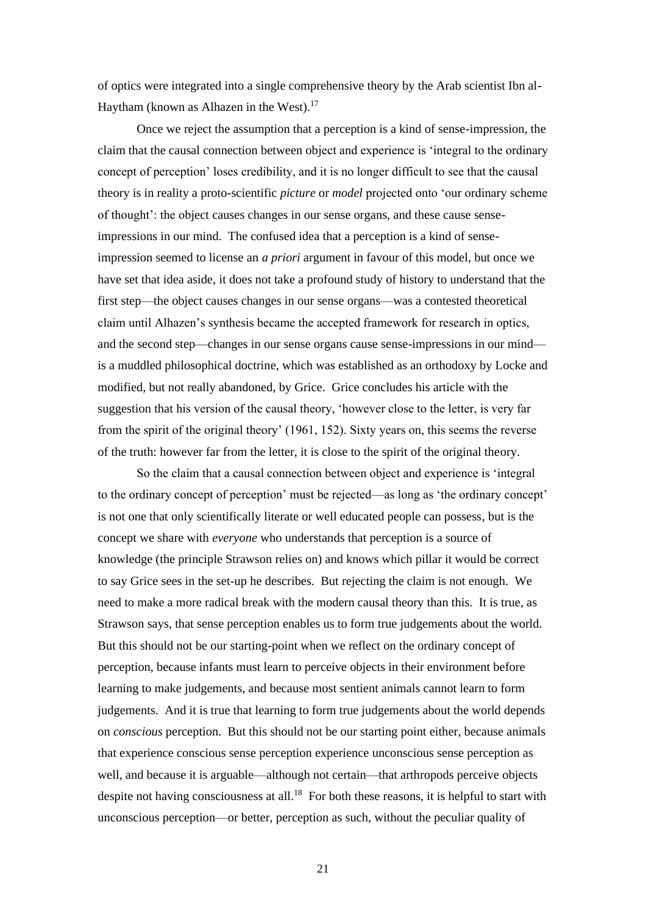of optics were integrated into a single comprehensive theory by the Arab scientist Ibn al-Haytham (known as Alhazen in the West).[17]

Once we reject the assumption that a perception is a kind of sense-impression, the claim that the causal connection between object and experience is 'integral to the ordinary concept of perception' loses credibility, and it is no longer difficult to see that the causal theory is in reality a proto-scientific *picture* or *model* projected onto 'our ordinary scheme of thought': the object causes changes in our sense organs, and these cause sense-impressions in our mind. The confused idea that a perception is a kind of sense-impression seemed to license an *a priori* argument in favour of this model, but once we have set that idea aside, it does not take a profound study of history to understand that the first step—the object causes changes in our sense organs—was a contested theoretical claim until Alhazen's synthesis became the accepted framework for research in optics, and the second step—changes in our sense organs cause sense-impressions in our mind—is a muddled philosophical doctrine, which was established as an orthodoxy by Locke and modified, but not really abandoned, by Grice. Grice concludes his article with the suggestion that his version of the causal theory, 'however close to the letter, is very far from the spirit of the original theory' (1961, 152). Sixty years on, this seems the reverse of the truth: however far from the letter, it is close to the spirit of the original theory.

So the claim that a causal connection between object and experience is 'integral to the ordinary concept of perception' must be rejected—as long as 'the ordinary concept' is not one that only scientifically literate or well educated people can possess, but is the concept we share with *everyone* who understands that perception is a source of knowledge (the principle Strawson relies on) and knows which pillar it would be correct to say Grice sees in the set-up he describes. But rejecting the claim is not enough. We need to make a more radical break with the modern causal theory than this. It is true, as Strawson says, that sense perception enables us to form true judgements about the world. But this should not be our starting-point when we reflect on the ordinary concept of perception, because infants must learn to perceive objects in their environment before learning to make judgements, and because most sentient animals cannot learn to form judgements. And it is true that learning to form true judgements about the world depends on *conscious* perception. But this should not be our starting point either, because animals that experience conscious sense perception experience unconscious sense perception as well, and because it is arguable—although not certain—that arthropods perceive objects despite not having consciousness at all.[18] For both these reasons, it is helpful to start with unconscious perception—or better, perception as such, without the peculiar quality of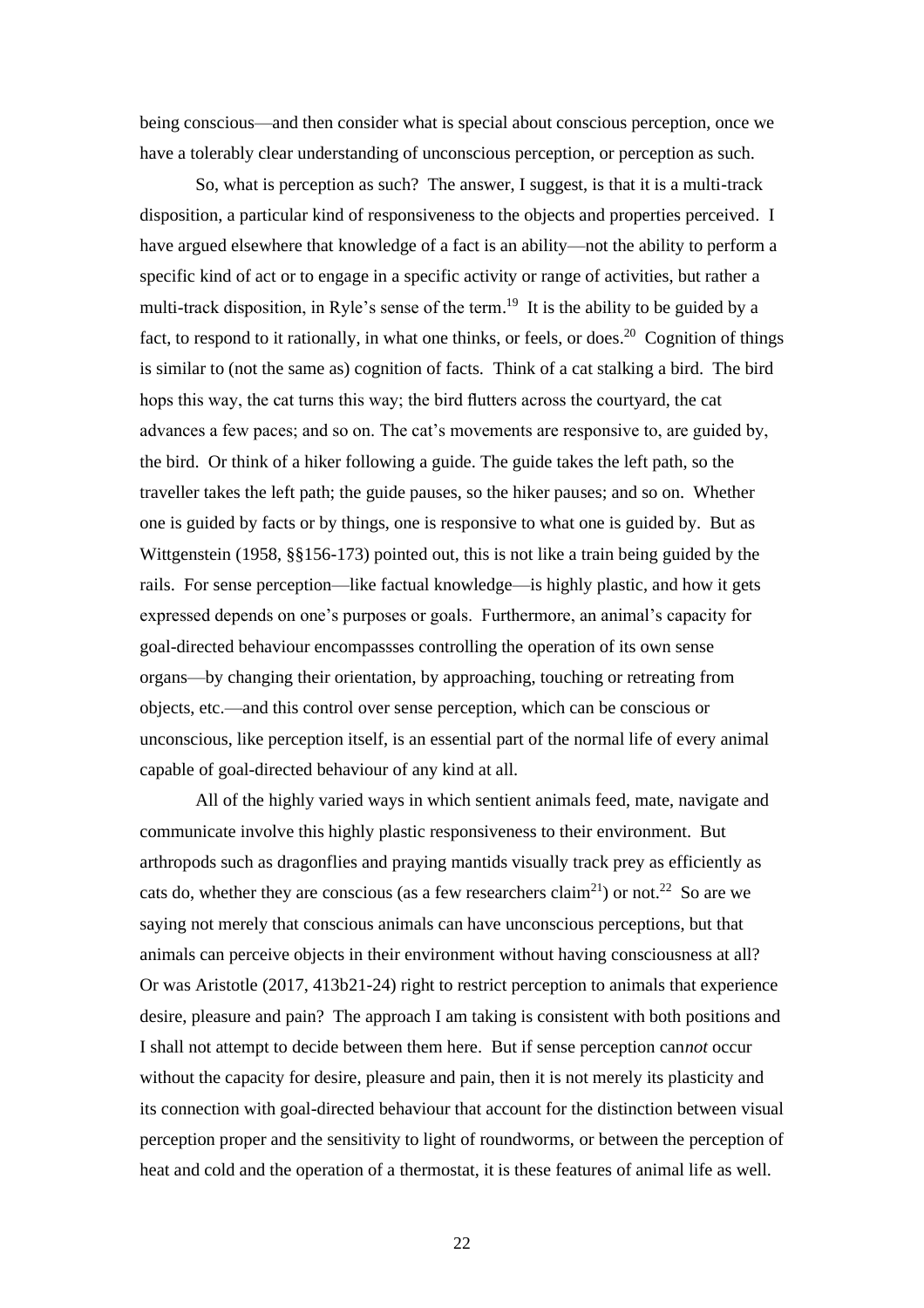being conscious—and then consider what is special about conscious perception, once we have a tolerably clear understanding of unconscious perception, or perception as such.

So, what is perception as such? The answer, I suggest, is that it is a multi-track disposition, a particular kind of responsiveness to the objects and properties perceived. I have argued elsewhere that knowledge of a fact is an ability—not the ability to perform a specific kind of act or to engage in a specific activity or range of activities, but rather a multi-track disposition, in Ryle's sense of the term.[19] It is the ability to be guided by a fact, to respond to it rationally, in what one thinks, or feels, or does.[20] Cognition of things is similar to (not the same as) cognition of facts. Think of a cat stalking a bird. The bird hops this way, the cat turns this way; the bird flutters across the courtyard, the cat advances a few paces; and so on. The cat's movements are responsive to, are guided by, the bird. Or think of a hiker following a guide. The guide takes the left path, so the traveller takes the left path; the guide pauses, so the hiker pauses; and so on. Whether one is guided by facts or by things, one is responsive to what one is guided by. But as Wittgenstein (1958, §§156-173) pointed out, this is not like a train being guided by the rails. For sense perception—like factual knowledge—is highly plastic, and how it gets expressed depends on one's purposes or goals. Furthermore, an animal's capacity for goal-directed behaviour encompassses controlling the operation of its own sense organs—by changing their orientation, by approaching, touching or retreating from objects, etc.—and this control over sense perception, which can be conscious or unconscious, like perception itself, is an essential part of the normal life of every animal capable of goal-directed behaviour of any kind at all.

All of the highly varied ways in which sentient animals feed, mate, navigate and communicate involve this highly plastic responsiveness to their environment. But arthropods such as dragonflies and praying mantids visually track prey as efficiently as cats do, whether they are conscious (as a few researchers claim[21]) or not.[22] So are we saying not merely that conscious animals can have unconscious perceptions, but that animals can perceive objects in their environment without having consciousness at all? Or was Aristotle (2017, 413b21-24) right to restrict perception to animals that experience desire, pleasure and pain? The approach I am taking is consistent with both positions and I shall not attempt to decide between them here. But if sense perception can*not* occur without the capacity for desire, pleasure and pain, then it is not merely its plasticity and its connection with goal-directed behaviour that account for the distinction between visual perception proper and the sensitivity to light of roundworms, or between the perception of heat and cold and the operation of a thermostat, it is these features of animal life as well.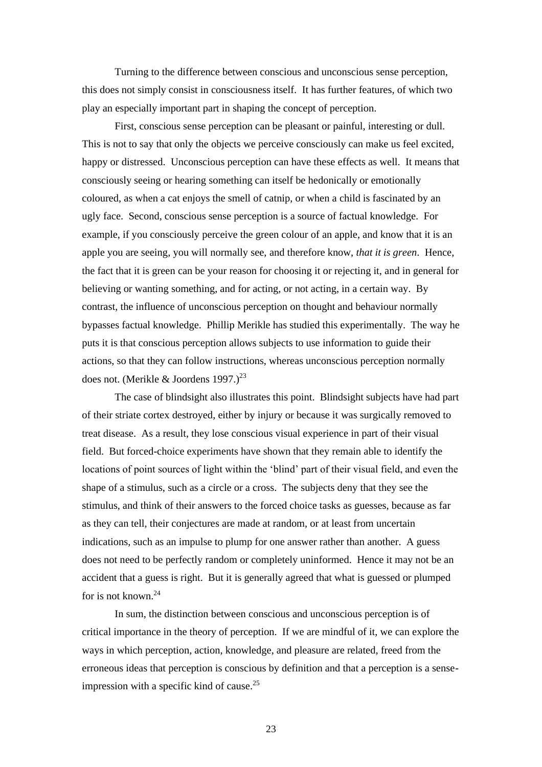Turning to the difference between conscious and unconscious sense perception, this does not simply consist in consciousness itself. It has further features, of which two play an especially important part in shaping the concept of perception.

First, conscious sense perception can be pleasant or painful, interesting or dull. This is not to say that only the objects we perceive consciously can make us feel excited, happy or distressed. Unconscious perception can have these effects as well. It means that consciously seeing or hearing something can itself be hedonically or emotionally coloured, as when a cat enjoys the smell of catnip, or when a child is fascinated by an ugly face. Second, conscious sense perception is a source of factual knowledge. For example, if you consciously perceive the green colour of an apple, and know that it is an apple you are seeing, you will normally see, and therefore know, *that it is green*. Hence, the fact that it is green can be your reason for choosing it or rejecting it, and in general for believing or wanting something, and for acting, or not acting, in a certain way. By contrast, the influence of unconscious perception on thought and behaviour normally bypasses factual knowledge. Phillip Merikle has studied this experimentally. The way he puts it is that conscious perception allows subjects to use information to guide their actions, so that they can follow instructions, whereas unconscious perception normally does not. (Merikle & Joordens 1997.)[23]

The case of blindsight also illustrates this point. Blindsight subjects have had part of their striate cortex destroyed, either by injury or because it was surgically removed to treat disease. As a result, they lose conscious visual experience in part of their visual field. But forced-choice experiments have shown that they remain able to identify the locations of point sources of light within the 'blind' part of their visual field, and even the shape of a stimulus, such as a circle or a cross. The subjects deny that they see the stimulus, and think of their answers to the forced choice tasks as guesses, because as far as they can tell, their conjectures are made at random, or at least from uncertain indications, such as an impulse to plump for one answer rather than another. A guess does not need to be perfectly random or completely uninformed. Hence it may not be an accident that a guess is right. But it is generally agreed that what is guessed or plumped for is not known.[24]

In sum, the distinction between conscious and unconscious perception is of critical importance in the theory of perception. If we are mindful of it, we can explore the ways in which perception, action, knowledge, and pleasure are related, freed from the erroneous ideas that perception is conscious by definition and that a perception is a sense-impression with a specific kind of cause.[25]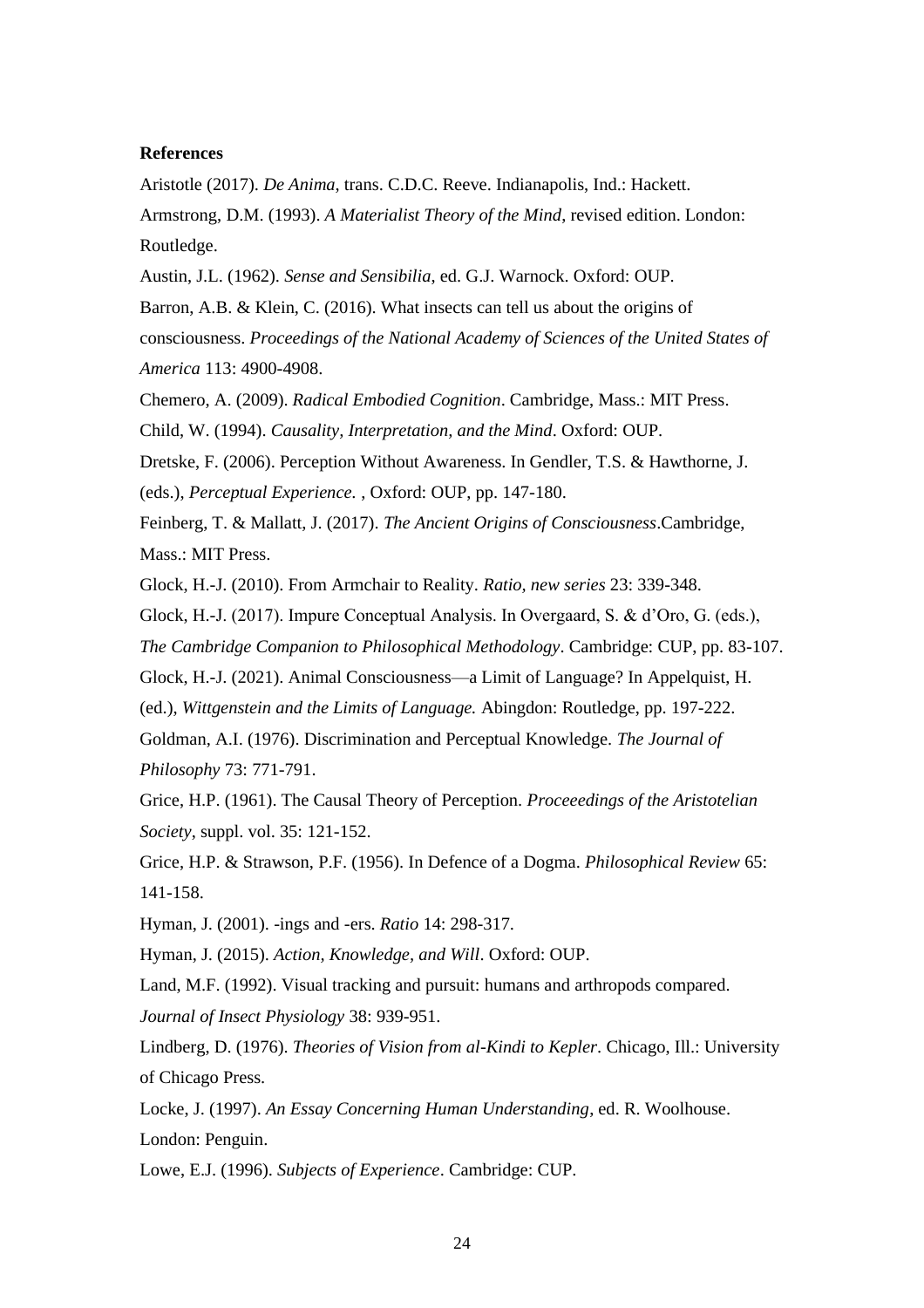**References**

Aristotle (2017). *De Anima*, trans. C.D.C. Reeve. Indianapolis, Ind.: Hackett.

Armstrong, D.M. (1993). *A Materialist Theory of the Mind*, revised edition. London: Routledge.

Austin, J.L. (1962). *Sense and Sensibilia*, ed. G.J. Warnock. Oxford: OUP.

Barron, A.B. & Klein, C. (2016). What insects can tell us about the origins of consciousness. *Proceedings of the National Academy of Sciences of the United States of America* 113: 4900-4908.

Chemero, A. (2009). *Radical Embodied Cognition*. Cambridge, Mass.: MIT Press.

Child, W. (1994). *Causality, Interpretation, and the Mind*. Oxford: OUP.

Dretske, F. (2006). Perception Without Awareness. In Gendler, T.S. & Hawthorne, J. (eds.), *Perceptual Experience.* , Oxford: OUP, pp. 147-180.

Feinberg, T. & Mallatt, J. (2017). *The Ancient Origins of Consciousness*.Cambridge, Mass.: MIT Press.

Glock, H.-J. (2010). From Armchair to Reality. *Ratio, new series* 23: 339-348.

Glock, H.-J. (2017). Impure Conceptual Analysis. In Overgaard, S. & d'Oro, G. (eds.), *The Cambridge Companion to Philosophical Methodology*. Cambridge: CUP, pp. 83-107.

Glock, H.-J. (2021). Animal Consciousness—a Limit of Language? In Appelquist, H. (ed.), *Wittgenstein and the Limits of Language.* Abingdon: Routledge, pp. 197-222.

Goldman, A.I. (1976). Discrimination and Perceptual Knowledge. *The Journal of Philosophy* 73: 771-791.

Grice, H.P. (1961). The Causal Theory of Perception. *Proceeedings of the Aristotelian Society*, suppl. vol. 35: 121-152.

Grice, H.P. & Strawson, P.F. (1956). In Defence of a Dogma. *Philosophical Review* 65: 141-158.

Hyman, J. (2001). -ings and -ers. *Ratio* 14: 298-317.

Hyman, J. (2015). *Action, Knowledge, and Will*. Oxford: OUP.

Land, M.F. (1992). Visual tracking and pursuit: humans and arthropods compared. *Journal of Insect Physiology* 38: 939-951.

Lindberg, D. (1976). *Theories of Vision from al-Kindi to Kepler*. Chicago, Ill.: University of Chicago Press.

Locke, J. (1997). *An Essay Concerning Human Understanding*, ed. R. Woolhouse. London: Penguin.

Lowe, E.J. (1996). *Subjects of Experience*. Cambridge: CUP.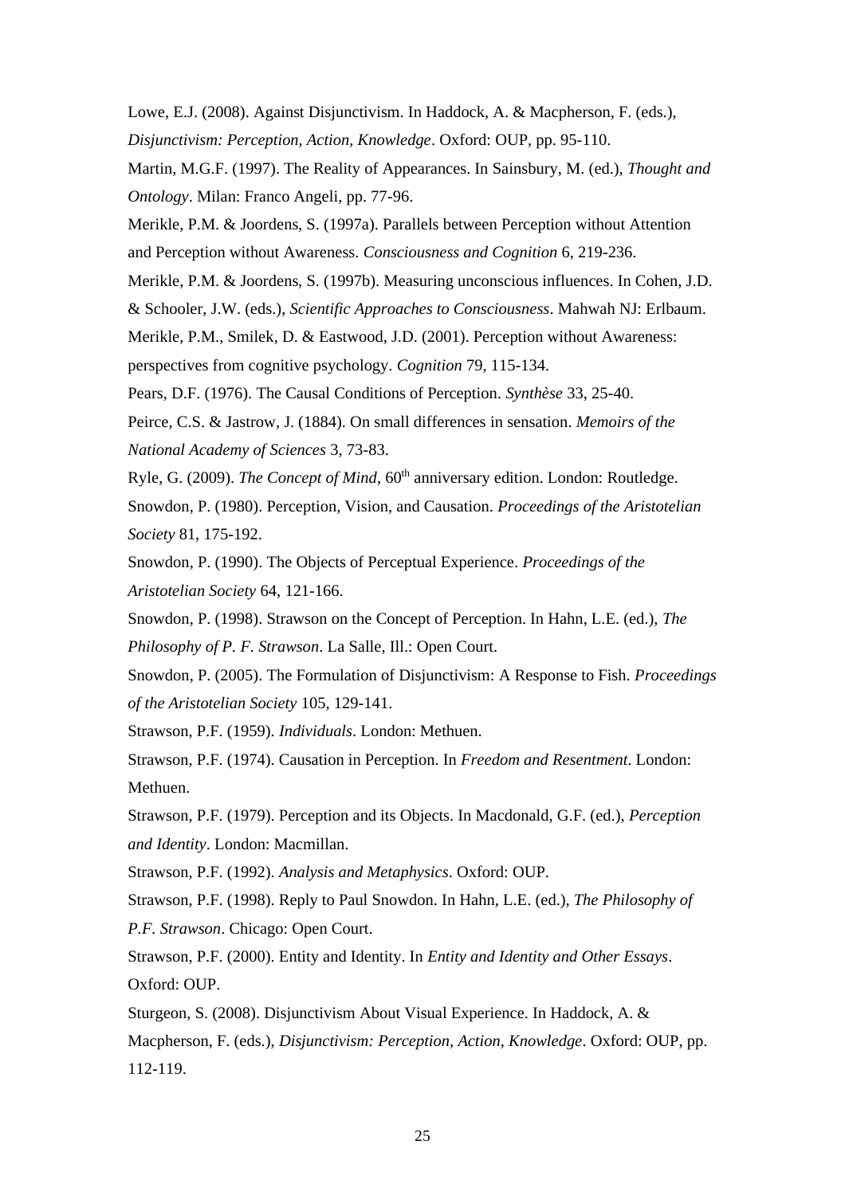Lowe, E.J. (2008). Against Disjunctivism. In Haddock, A. & Macpherson, F. (eds.), *Disjunctivism: Perception, Action, Knowledge*. Oxford: OUP, pp. 95-110.

Martin, M.G.F. (1997). The Reality of Appearances. In Sainsbury, M. (ed.), *Thought and Ontology*. Milan: Franco Angeli, pp. 77-96.

Merikle, P.M. & Joordens, S. (1997a). Parallels between Perception without Attention and Perception without Awareness. *Consciousness and Cognition* 6, 219-236.

Merikle, P.M. & Joordens, S. (1997b). Measuring unconscious influences. In Cohen, J.D. & Schooler, J.W. (eds.), *Scientific Approaches to Consciousness*. Mahwah NJ: Erlbaum.

Merikle, P.M., Smilek, D. & Eastwood, J.D. (2001). Perception without Awareness: perspectives from cognitive psychology. *Cognition* 79, 115-134.

Pears, D.F. (1976). The Causal Conditions of Perception. *Synthèse* 33, 25-40.

Peirce, C.S. & Jastrow, J. (1884). On small differences in sensation. *Memoirs of the National Academy of Sciences* 3, 73-83.

Ryle, G. (2009). *The Concept of Mind*, 60th anniversary edition. London: Routledge.

Snowdon, P. (1980). Perception, Vision, and Causation. *Proceedings of the Aristotelian Society* 81, 175-192.

Snowdon, P. (1990). The Objects of Perceptual Experience. *Proceedings of the Aristotelian Society* 64, 121-166.

Snowdon, P. (1998). Strawson on the Concept of Perception. In Hahn, L.E. (ed.), *The Philosophy of P. F. Strawson*. La Salle, Ill.: Open Court.

Snowdon, P. (2005). The Formulation of Disjunctivism: A Response to Fish. *Proceedings of the Aristotelian Society* 105, 129-141.

Strawson, P.F. (1959). *Individuals*. London: Methuen.

Strawson, P.F. (1974). Causation in Perception. In *Freedom and Resentment*. London: Methuen.

Strawson, P.F. (1979). Perception and its Objects. In Macdonald, G.F. (ed.), *Perception and Identity*. London: Macmillan.

Strawson, P.F. (1992). *Analysis and Metaphysics*. Oxford: OUP.

Strawson, P.F. (1998). Reply to Paul Snowdon. In Hahn, L.E. (ed.), *The Philosophy of P.F. Strawson*. Chicago: Open Court.

Strawson, P.F. (2000). Entity and Identity. In *Entity and Identity and Other Essays*. Oxford: OUP.

Sturgeon, S. (2008). Disjunctivism About Visual Experience. In Haddock, A. & Macpherson, F. (eds.), *Disjunctivism: Perception, Action, Knowledge*. Oxford: OUP, pp. 112-119.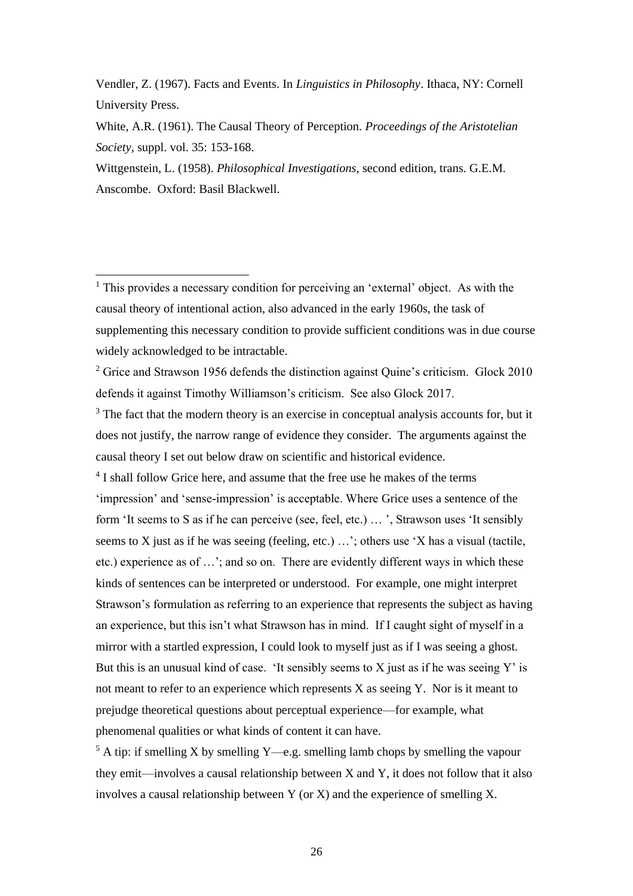Vendler, Z. (1967). Facts and Events. In *Linguistics in Philosophy*. Ithaca, NY: Cornell University Press.

White, A.R. (1961). The Causal Theory of Perception. *Proceedings of the Aristotelian Society*, suppl. vol. 35: 153-168.

Wittgenstein, L. (1958). *Philosophical Investigations*, second edition, trans. G.E.M. Anscombe. Oxford: Basil Blackwell.

---

[1] This provides a necessary condition for perceiving an 'external' object. As with the causal theory of intentional action, also advanced in the early 1960s, the task of supplementing this necessary condition to provide sufficient conditions was in due course widely acknowledged to be intractable.

[2] Grice and Strawson 1956 defends the distinction against Quine's criticism. Glock 2010 defends it against Timothy Williamson's criticism. See also Glock 2017.

[3] The fact that the modern theory is an exercise in conceptual analysis accounts for, but it does not justify, the narrow range of evidence they consider. The arguments against the causal theory I set out below draw on scientific and historical evidence.

[4] I shall follow Grice here, and assume that the free use he makes of the terms 'impression' and 'sense-impression' is acceptable. Where Grice uses a sentence of the form 'It seems to S as if he can perceive (see, feel, etc.) … ', Strawson uses 'It sensibly seems to X just as if he was seeing (feeling, etc.) …'; others use 'X has a visual (tactile, etc.) experience as of …'; and so on. There are evidently different ways in which these kinds of sentences can be interpreted or understood. For example, one might interpret Strawson's formulation as referring to an experience that represents the subject as having an experience, but this isn't what Strawson has in mind. If I caught sight of myself in a mirror with a startled expression, I could look to myself just as if I was seeing a ghost. But this is an unusual kind of case. 'It sensibly seems to X just as if he was seeing Y' is not meant to refer to an experience which represents X as seeing Y. Nor is it meant to prejudge theoretical questions about perceptual experience—for example, what phenomenal qualities or what kinds of content it can have.

[5] A tip: if smelling X by smelling Y—e.g. smelling lamb chops by smelling the vapour they emit—involves a causal relationship between X and Y, it does not follow that it also involves a causal relationship between Y (or X) and the experience of smelling X.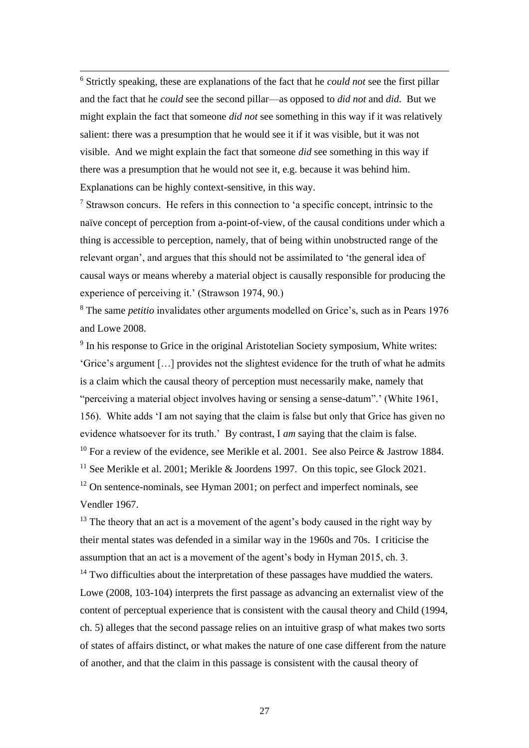[6] Strictly speaking, these are explanations of the fact that he *could not* see the first pillar and the fact that he *could* see the second pillar—as opposed to *did not* and *did*. But we might explain the fact that someone *did not* see something in this way if it was relatively salient: there was a presumption that he would see it if it was visible, but it was not visible. And we might explain the fact that someone *did* see something in this way if there was a presumption that he would not see it, e.g. because it was behind him. Explanations can be highly context-sensitive, in this way.

[7] Strawson concurs. He refers in this connection to 'a specific concept, intrinsic to the naïve concept of perception from a-point-of-view, of the causal conditions under which a thing is accessible to perception, namely, that of being within unobstructed range of the relevant organ', and argues that this should not be assimilated to 'the general idea of causal ways or means whereby a material object is causally responsible for producing the experience of perceiving it.' (Strawson 1974, 90.)

[8] The same *petitio* invalidates other arguments modelled on Grice's, such as in Pears 1976 and Lowe 2008.

[9] In his response to Grice in the original Aristotelian Society symposium, White writes: 'Grice's argument […] provides not the slightest evidence for the truth of what he admits is a claim which the causal theory of perception must necessarily make, namely that "perceiving a material object involves having or sensing a sense-datum".' (White 1961, 156). White adds 'I am not saying that the claim is false but only that Grice has given no evidence whatsoever for its truth.' By contrast, I *am* saying that the claim is false.

[10] For a review of the evidence, see Merikle et al. 2001. See also Peirce & Jastrow 1884.

[11] See Merikle et al. 2001; Merikle & Joordens 1997. On this topic, see Glock 2021.

[12] On sentence-nominals, see Hyman 2001; on perfect and imperfect nominals, see Vendler 1967.

[13] The theory that an act is a movement of the agent's body caused in the right way by their mental states was defended in a similar way in the 1960s and 70s. I criticise the assumption that an act is a movement of the agent's body in Hyman 2015, ch. 3.

[14] Two difficulties about the interpretation of these passages have muddied the waters. Lowe (2008, 103-104) interprets the first passage as advancing an externalist view of the content of perceptual experience that is consistent with the causal theory and Child (1994, ch. 5) alleges that the second passage relies on an intuitive grasp of what makes two sorts of states of affairs distinct, or what makes the nature of one case different from the nature of another, and that the claim in this passage is consistent with the causal theory of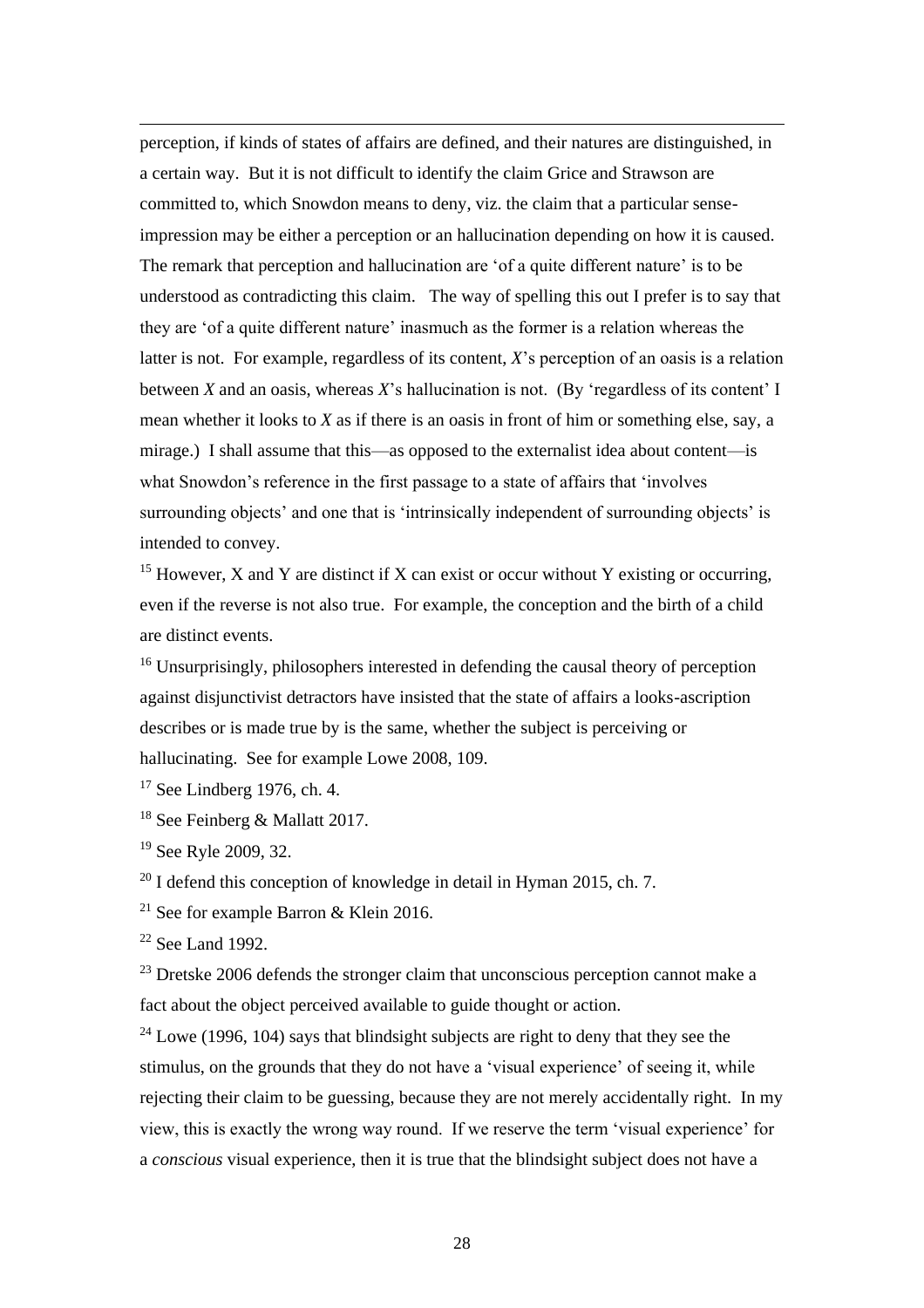perception, if kinds of states of affairs are defined, and their natures are distinguished, in a certain way. But it is not difficult to identify the claim Grice and Strawson are committed to, which Snowdon means to deny, viz. the claim that a particular sense-impression may be either a perception or an hallucination depending on how it is caused. The remark that perception and hallucination are 'of a quite different nature' is to be understood as contradicting this claim. The way of spelling this out I prefer is to say that they are 'of a quite different nature' inasmuch as the former is a relation whereas the latter is not. For example, regardless of its content, *X*'s perception of an oasis is a relation between *X* and an oasis, whereas *X*'s hallucination is not. (By 'regardless of its content' I mean whether it looks to *X* as if there is an oasis in front of him or something else, say, a mirage.) I shall assume that this—as opposed to the externalist idea about content—is what Snowdon's reference in the first passage to a state of affairs that 'involves surrounding objects' and one that is 'intrinsically independent of surrounding objects' is intended to convey.

[15] However, X and Y are distinct if X can exist or occur without Y existing or occurring, even if the reverse is not also true. For example, the conception and the birth of a child are distinct events.

[16] Unsurprisingly, philosophers interested in defending the causal theory of perception against disjunctivist detractors have insisted that the state of affairs a looks-ascription describes or is made true by is the same, whether the subject is perceiving or hallucinating. See for example Lowe 2008, 109.

[17] See Lindberg 1976, ch. 4.

[18] See Feinberg & Mallatt 2017.

[19] See Ryle 2009, 32.

[20] I defend this conception of knowledge in detail in Hyman 2015, ch. 7.

[21] See for example Barron & Klein 2016.

[22] See Land 1992.

[23] Dretske 2006 defends the stronger claim that unconscious perception cannot make a fact about the object perceived available to guide thought or action.

[24] Lowe (1996, 104) says that blindsight subjects are right to deny that they see the stimulus, on the grounds that they do not have a 'visual experience' of seeing it, while rejecting their claim to be guessing, because they are not merely accidentally right. In my view, this is exactly the wrong way round. If we reserve the term 'visual experience' for a *conscious* visual experience, then it is true that the blindsight subject does not have a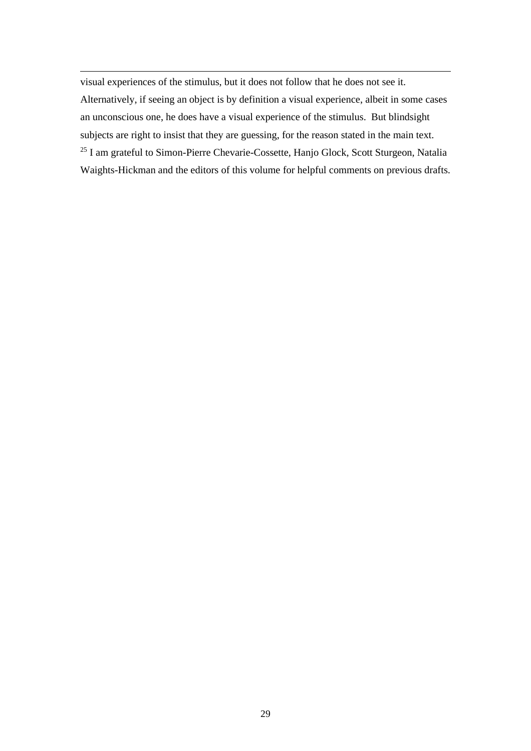visual experiences of the stimulus, but it does not follow that he does not see it. Alternatively, if seeing an object is by definition a visual experience, albeit in some cases an unconscious one, he does have a visual experience of the stimulus. But blindsight subjects are right to insist that they are guessing, for the reason stated in the main text.

[25] I am grateful to Simon-Pierre Chevarie-Cossette, Hanjo Glock, Scott Sturgeon, Natalia Waights-Hickman and the editors of this volume for helpful comments on previous drafts.